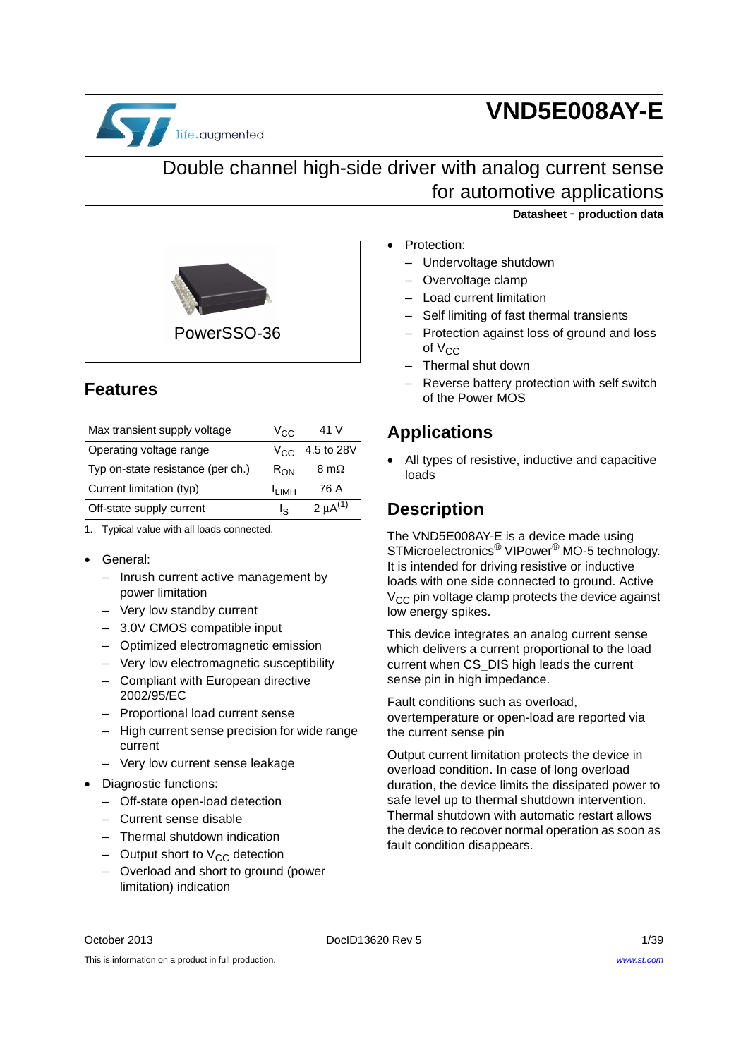# VND5E008AY-E

## Double channel high-side driver with analog current sense for automotive applications

**Datasheet - production data**

PowerSSO-36

## Features

| Max transient supply voltage | $V_{CC}$ | 41 V |
|---|---|---|
| Operating voltage range | $V_{CC}$ | 4.5 to 28V |
| Typ on-state resistance (per ch.) | $R_{ON}$ | 8 mΩ |
| Current limitation (typ) | $I_{LIMH}$ | 76 A |
| Off-state supply current | $I_S$ | 2 µA[(1)] |

1. Typical value with all loads connected.

- General:
  - Inrush current active management by power limitation
  - Very low standby current
  - 3.0V CMOS compatible input
  - Optimized electromagnetic emission
  - Very low electromagnetic susceptibility
  - Compliant with European directive 2002/95/EC
  - Proportional load current sense
  - High current sense precision for wide range current
  - Very low current sense leakage
- Diagnostic functions:
  - Off-state open-load detection
  - Current sense disable
  - Thermal shutdown indication
  - Output short to $V_{CC}$ detection
  - Overload and short to ground (power limitation) indication
- Protection:
  - Undervoltage shutdown
  - Overvoltage clamp
  - Load current limitation
  - Self limiting of fast thermal transients
  - Protection against loss of ground and loss of $V_{CC}$
  - Thermal shut down
  - Reverse battery protection with self switch of the Power MOS

## Applications

- All types of resistive, inductive and capacitive loads

## Description

The VND5E008AY-E is a device made using STMicroelectronics® VIPower® MO-5 technology. It is intended for driving resistive or inductive loads with one side connected to ground. Active $V_{CC}$ pin voltage clamp protects the device against low energy spikes.

This device integrates an analog current sense which delivers a current proportional to the load current when CS_DIS high leads the current sense pin in high impedance.

Fault conditions such as overload, overtemperature or open-load are reported via the current sense pin

Output current limitation protects the device in overload condition. In case of long overload duration, the device limits the dissipated power to safe level up to thermal shutdown intervention. Thermal shutdown with automatic restart allows the device to recover normal operation as soon as fault condition disappears.

October 2013 DocID13620 Rev 5

This is information on a product in full production.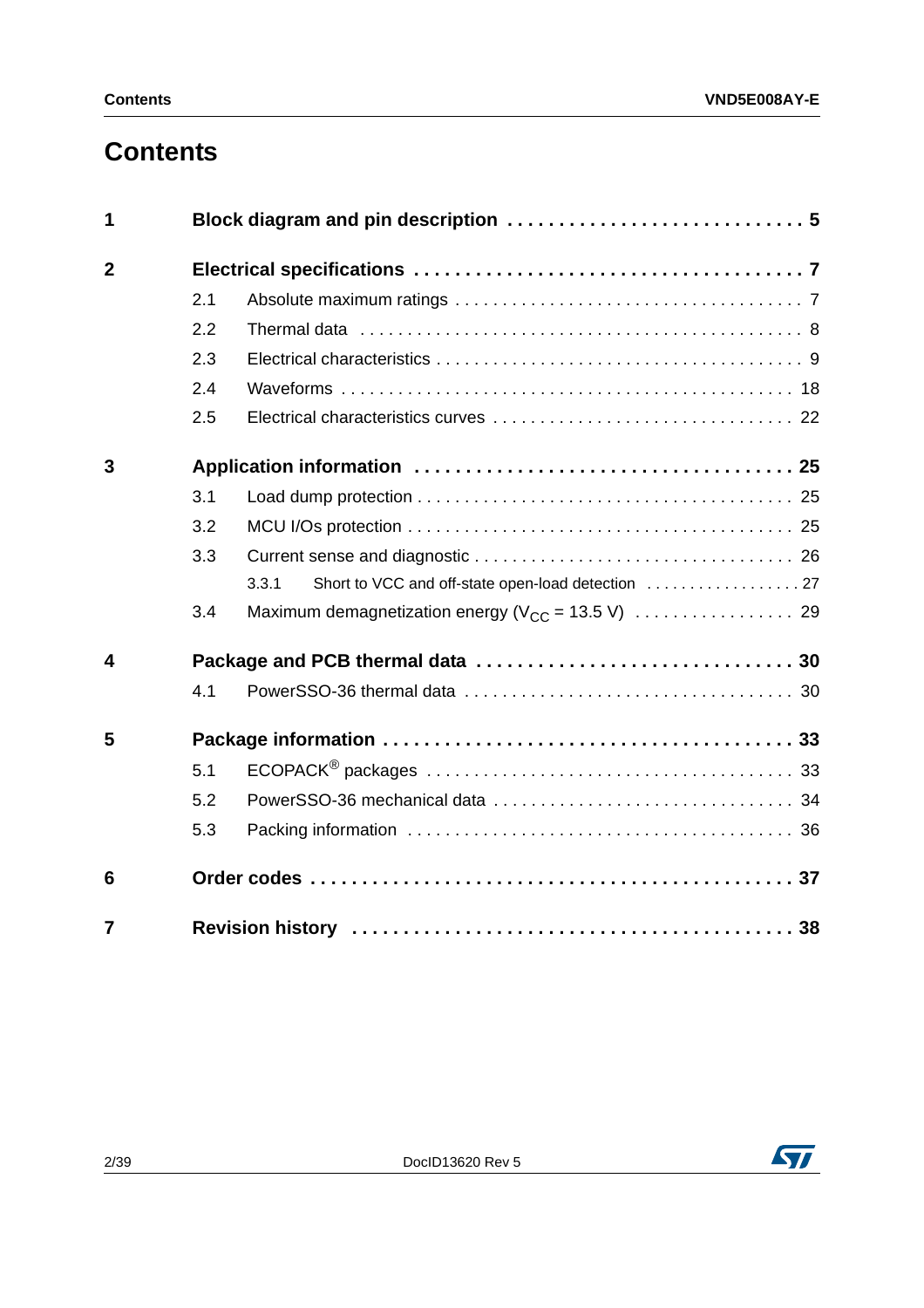# Contents

| | | |
|---|---|---|
| **1** | **Block diagram and pin description** | **5** |
| **2** | **Electrical specifications** | **7** |
| 2.1 | Absolute maximum ratings | 7 |
| 2.2 | Thermal data | 8 |
| 2.3 | Electrical characteristics | 9 |
| 2.4 | Waveforms | 18 |
| 2.5 | Electrical characteristics curves | 22 |
| **3** | **Application information** | **25** |
| 3.1 | Load dump protection | 25 |
| 3.2 | MCU I/Os protection | 25 |
| 3.3 | Current sense and diagnostic | 26 |
| 3.3.1 | Short to VCC and off-state open-load detection | 27 |
| 3.4 | Maximum demagnetization energy ($V_{CC}$ = 13.5 V) | 29 |
| **4** | **Package and PCB thermal data** | **30** |
| 4.1 | PowerSSO-36 thermal data | 30 |
| **5** | **Package information** | **33** |
| 5.1 | ECOPACK® packages | 33 |
| 5.2 | PowerSSO-36 mechanical data | 34 |
| 5.3 | Packing information | 36 |
| **6** | **Order codes** | **37** |
| **7** | **Revision history** | **38** |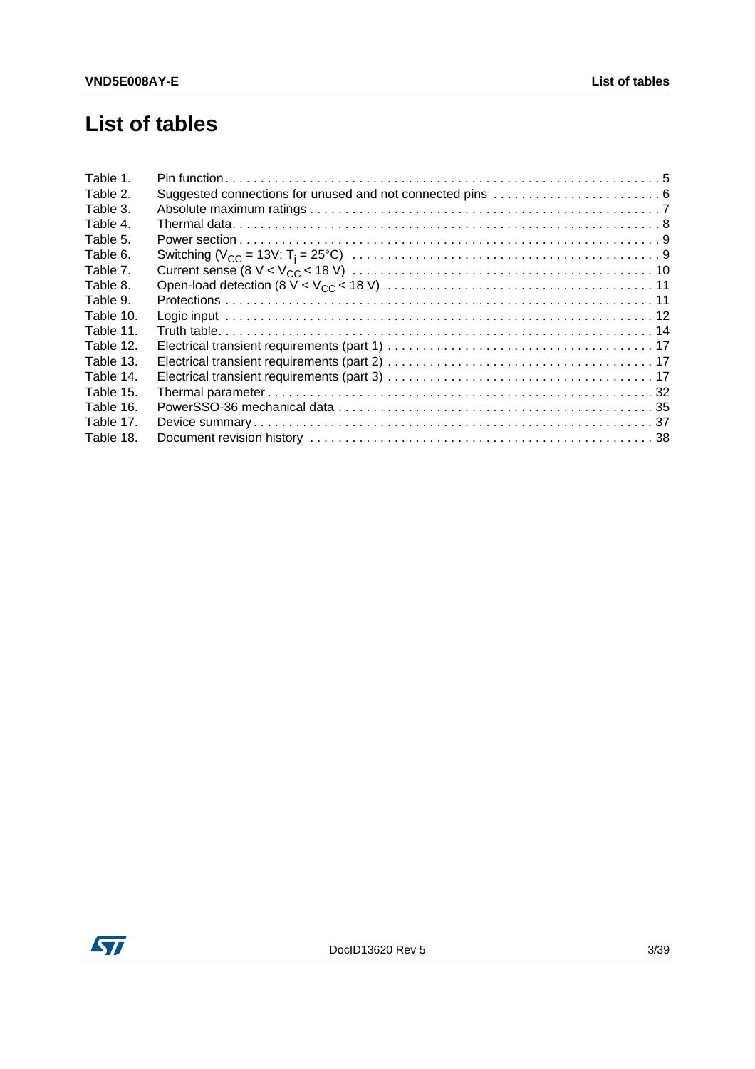# List of tables

Table 1. Pin function . . . . . . . . . . . . . . . . . . . . . . . . . . . . . . . . . . . . . . . . . . . . . . . . . . . . . . . . . . . . . 5
Table 2. Suggested connections for unused and not connected pins . . . . . . . . . . . . . . . . . . . . . . . 6
Table 3. Absolute maximum ratings . . . . . . . . . . . . . . . . . . . . . . . . . . . . . . . . . . . . . . . . . . . . . . . . . 7
Table 4. Thermal data. . . . . . . . . . . . . . . . . . . . . . . . . . . . . . . . . . . . . . . . . . . . . . . . . . . . . . . . . . . . 8
Table 5. Power section . . . . . . . . . . . . . . . . . . . . . . . . . . . . . . . . . . . . . . . . . . . . . . . . . . . . . . . . . . . 9
Table 6. Switching ($V_{CC}$ = 13V; $T_j$ = 25°C) . . . . . . . . . . . . . . . . . . . . . . . . . . . . . . . . . . . . . . . . . . 9
Table 7. Current sense (8 V < $V_{CC}$ < 18 V) . . . . . . . . . . . . . . . . . . . . . . . . . . . . . . . . . . . . . . . . . . 10
Table 8. Open-load detection (8 V < $V_{CC}$ < 18 V) . . . . . . . . . . . . . . . . . . . . . . . . . . . . . . . . . . . . . 11
Table 9. Protections . . . . . . . . . . . . . . . . . . . . . . . . . . . . . . . . . . . . . . . . . . . . . . . . . . . . . . . . . . . . . 11
Table 10. Logic input . . . . . . . . . . . . . . . . . . . . . . . . . . . . . . . . . . . . . . . . . . . . . . . . . . . . . . . . . . . . 12
Table 11. Truth table. . . . . . . . . . . . . . . . . . . . . . . . . . . . . . . . . . . . . . . . . . . . . . . . . . . . . . . . . . . . . 14
Table 12. Electrical transient requirements (part 1) . . . . . . . . . . . . . . . . . . . . . . . . . . . . . . . . . . . . . 17
Table 13. Electrical transient requirements (part 2) . . . . . . . . . . . . . . . . . . . . . . . . . . . . . . . . . . . . . 17
Table 14. Electrical transient requirements (part 3) . . . . . . . . . . . . . . . . . . . . . . . . . . . . . . . . . . . . . 17
Table 15. Thermal parameter . . . . . . . . . . . . . . . . . . . . . . . . . . . . . . . . . . . . . . . . . . . . . . . . . . . . . . 32
Table 16. PowerSSO-36 mechanical data . . . . . . . . . . . . . . . . . . . . . . . . . . . . . . . . . . . . . . . . . . . . 35
Table 17. Device summary . . . . . . . . . . . . . . . . . . . . . . . . . . . . . . . . . . . . . . . . . . . . . . . . . . . . . . . . 37
Table 18. Document revision history . . . . . . . . . . . . . . . . . . . . . . . . . . . . . . . . . . . . . . . . . . . . . . . . 38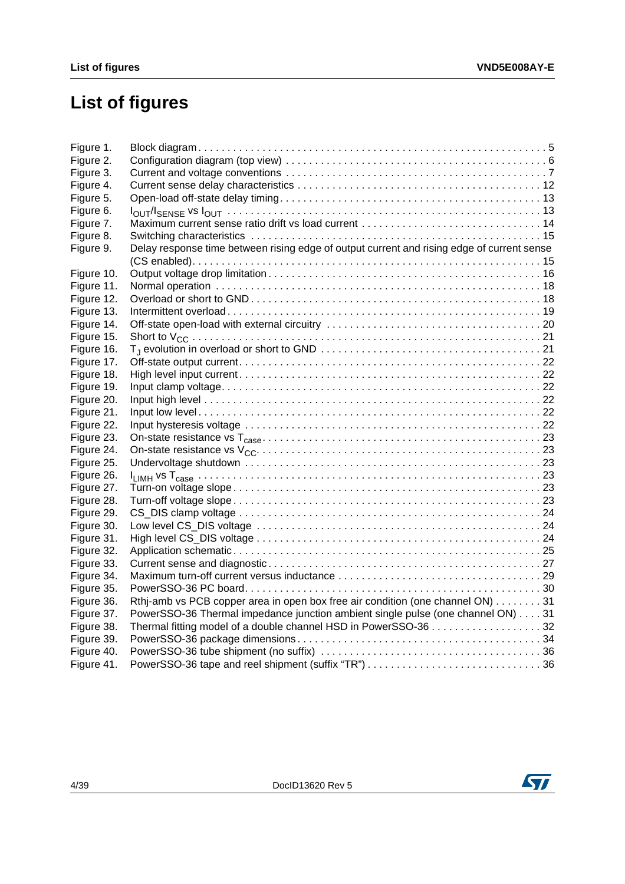# List of figures

| | | |
|---|---|---|
| Figure 1. | Block diagram | 5 |
| Figure 2. | Configuration diagram (top view) | 6 |
| Figure 3. | Current and voltage conventions | 7 |
| Figure 4. | Current sense delay characteristics | 12 |
| Figure 5. | Open-load off-state delay timing | 13 |
| Figure 6. | $I_{OUT}/I_{SENSE}$ vs $I_{OUT}$ | 13 |
| Figure 7. | Maximum current sense ratio drift vs load current | 14 |
| Figure 8. | Switching characteristics | 15 |
| Figure 9. | Delay response time between rising edge of output current and rising edge of current sense (CS enabled) | 15 |
| Figure 10. | Output voltage drop limitation | 16 |
| Figure 11. | Normal operation | 18 |
| Figure 12. | Overload or short to GND | 18 |
| Figure 13. | Intermittent overload | 19 |
| Figure 14. | Off-state open-load with external circuitry | 20 |
| Figure 15. | Short to $V_{CC}$ | 21 |
| Figure 16. | $T_J$ evolution in overload or short to GND | 21 |
| Figure 17. | Off-state output current | 22 |
| Figure 18. | High level input current | 22 |
| Figure 19. | Input clamp voltage | 22 |
| Figure 20. | Input high level | 22 |
| Figure 21. | Input low level | 22 |
| Figure 22. | Input hysteresis voltage | 22 |
| Figure 23. | On-state resistance vs $T_{case}$ | 23 |
| Figure 24. | On-state resistance vs $V_{CC}$ | 23 |
| Figure 25. | Undervoltage shutdown | 23 |
| Figure 26. | $I_{LIMH}$ vs $T_{case}$ | 23 |
| Figure 27. | Turn-on voltage slope | 23 |
| Figure 28. | Turn-off voltage slope | 23 |
| Figure 29. | CS_DIS clamp voltage | 24 |
| Figure 30. | Low level CS_DIS voltage | 24 |
| Figure 31. | High level CS_DIS voltage | 24 |
| Figure 32. | Application schematic | 25 |
| Figure 33. | Current sense and diagnostic | 27 |
| Figure 34. | Maximum turn-off current versus inductance | 29 |
| Figure 35. | PowerSSO-36 PC board | 30 |
| Figure 36. | Rthj-amb vs PCB copper area in open box free air condition (one channel ON) | 31 |
| Figure 37. | PowerSSO-36 Thermal impedance junction ambient single pulse (one channel ON) | 31 |
| Figure 38. | Thermal fitting model of a double channel HSD in PowerSSO-36 | 32 |
| Figure 39. | PowerSSO-36 package dimensions | 34 |
| Figure 40. | PowerSSO-36 tube shipment (no suffix) | 36 |
| Figure 41. | PowerSSO-36 tape and reel shipment (suffix "TR") | 36 |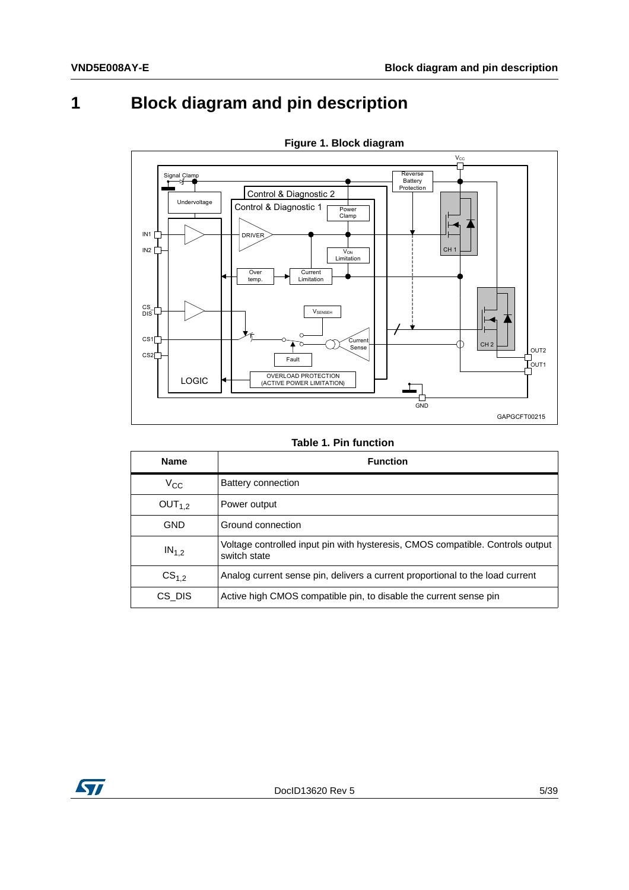# 1 Block diagram and pin description

**Figure 1. Block diagram**

**Table 1. Pin function**

| Name | Function |
|---|---|
| $V_{CC}$ | Battery connection |
| $OUT_{1,2}$ | Power output |
| GND | Ground connection |
| $IN_{1,2}$ | Voltage controlled input pin with hysteresis, CMOS compatible. Controls output switch state |
| $CS_{1,2}$ | Analog current sense pin, delivers a current proportional to the load current |
| CS_DIS | Active high CMOS compatible pin, to disable the current sense pin |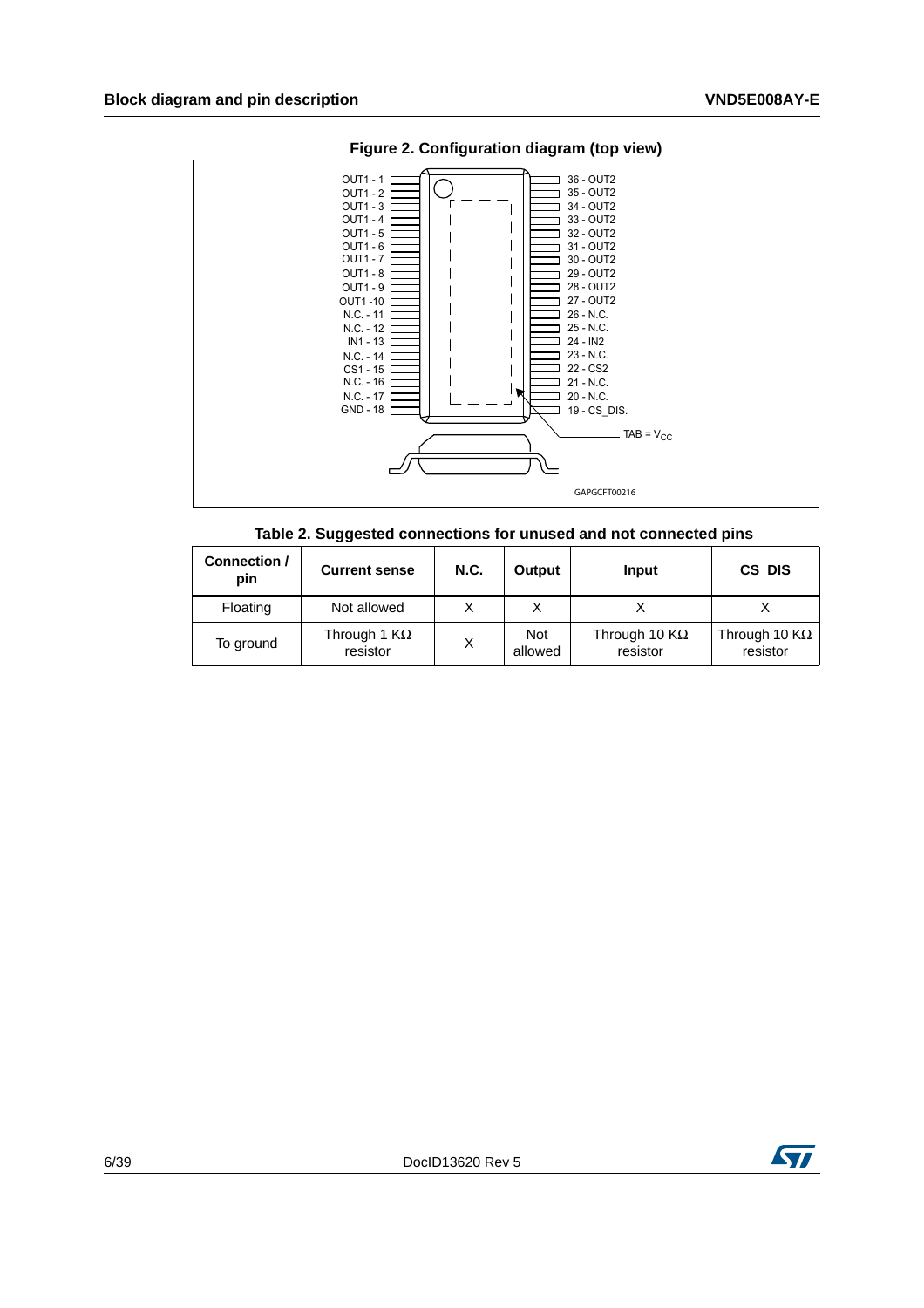**Figure 2. Configuration diagram (top view)**

**Table 2. Suggested connections for unused and not connected pins**

| Connection / pin | Current sense | N.C. | Output | Input | CS_DIS |
|---|---|---|---|---|---|
| Floating | Not allowed | X | X | X | X |
| To ground | Through 1 KΩ resistor | X | Not allowed | Through 10 KΩ resistor | Through 10 KΩ resistor |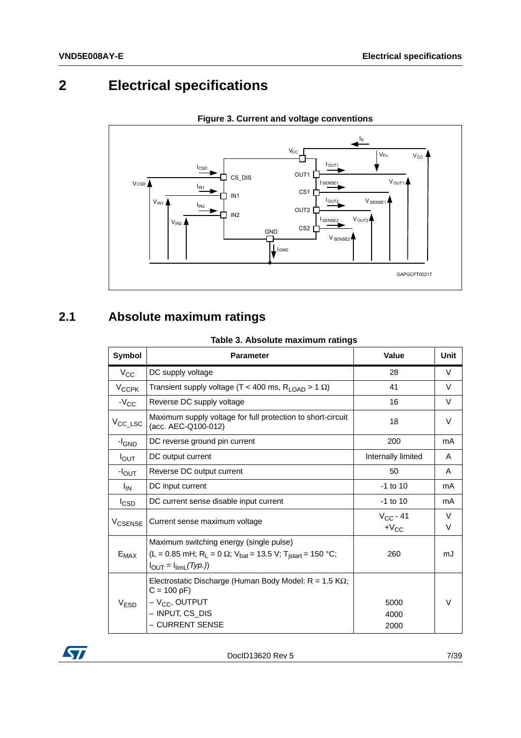# 2 Electrical specifications

**Figure 3. Current and voltage conventions**

## 2.1 Absolute maximum ratings

**Table 3. Absolute maximum ratings**

| Symbol | Parameter | Value | Unit |
|---|---|---|---|
| $V_{CC}$ | DC supply voltage | 28 | V |
| $V_{CCPK}$ | Transient supply voltage (T < 400 ms, $R_{LOAD}$ > 1 Ω) | 41 | V |
| $-V_{CC}$ | Reverse DC supply voltage | 16 | V |
| $V_{CC\_LSC}$ | Maximum supply voltage for full protection to short-circuit (acc. AEC-Q100-012) | 18 | V |
| $-I_{GND}$ | DC reverse ground pin current | 200 | mA |
| $I_{OUT}$ | DC output current | Internally limited | A |
| $-I_{OUT}$ | Reverse DC output current | 50 | A |
| $I_{IN}$ | DC input current | -1 to 10 | mA |
| $I_{CSD}$ | DC current sense disable input current | -1 to 10 | mA |
| $V_{CSENSE}$ | Current sense maximum voltage | $V_{CC}$ - 41<br>$+V_{CC}$ | V<br>V |
| $E_{MAX}$ | Maximum switching energy (single pulse)<br>(L = 0.85 mH; $R_L$ = 0 Ω; $V_{bat}$ = 13.5 V; $T_{jstart}$ = 150 °C; $I_{OUT}$ = $I_{limL}$*(Typ.)*) | 260 | mJ |
| $V_{ESD}$ | Electrostatic Discharge (Human Body Model: R = 1.5 KΩ; C = 100 pF)<br>– $V_{CC}$, OUTPUT<br>– INPUT, CS_DIS<br>– CURRENT SENSE | <br>5000<br>4000<br>2000 | V |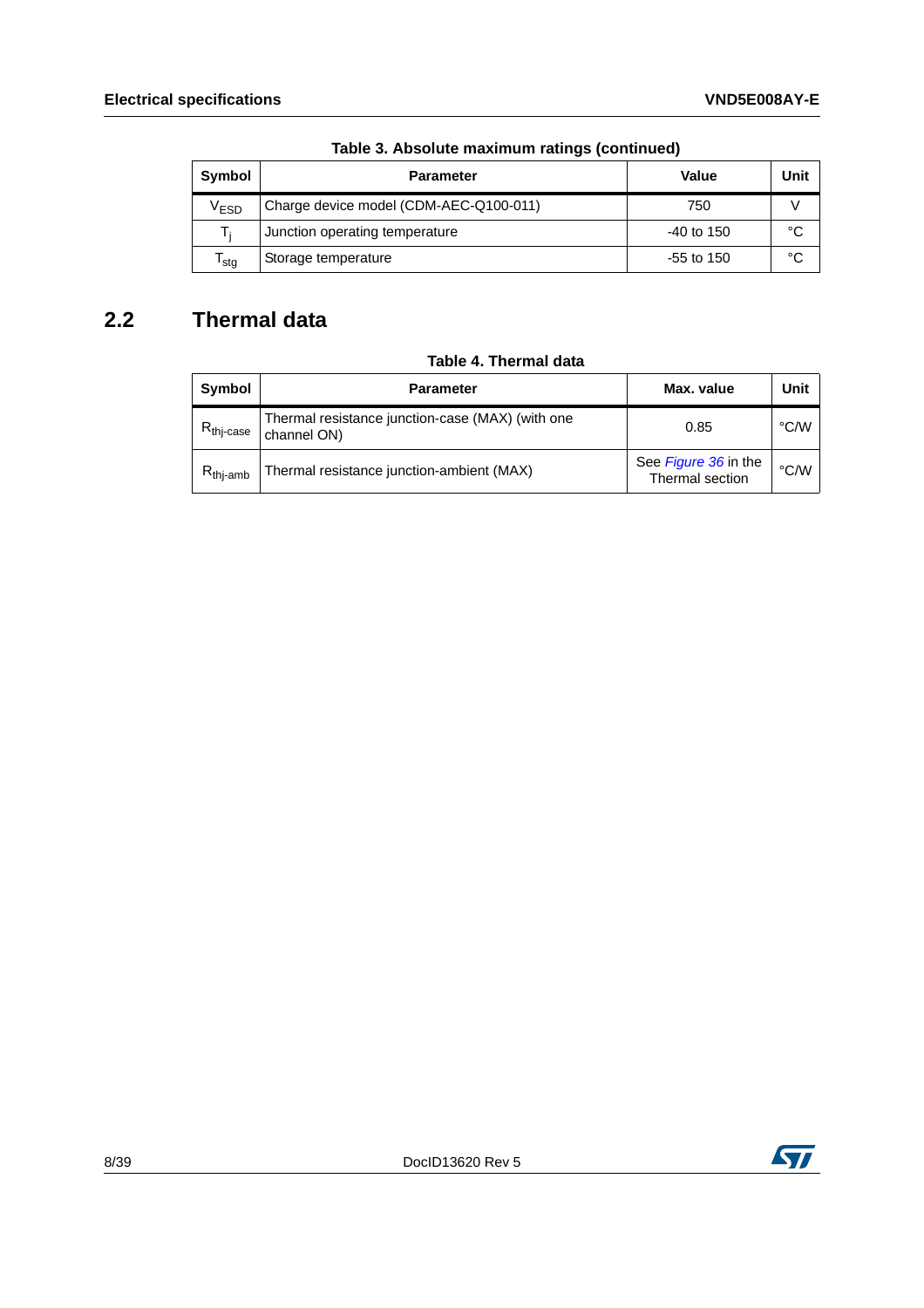Table 3. Absolute maximum ratings (continued)

| Symbol | Parameter | Value | Unit |
|---|---|---|---|
| $V_{ESD}$ | Charge device model (CDM-AEC-Q100-011) | 750 | V |
| $T_j$ | Junction operating temperature | -40 to 150 | °C |
| $T_{stg}$ | Storage temperature | -55 to 150 | °C |

## 2.2 Thermal data

Table 4. Thermal data

| Symbol | Parameter | Max. value | Unit |
|---|---|---|---|
| $R_{thj\text{-}case}$ | Thermal resistance junction-case (MAX) (with one channel ON) | 0.85 | °C/W |
| $R_{thj\text{-}amb}$ | Thermal resistance junction-ambient (MAX) | See *Figure 36* in the Thermal section | °C/W |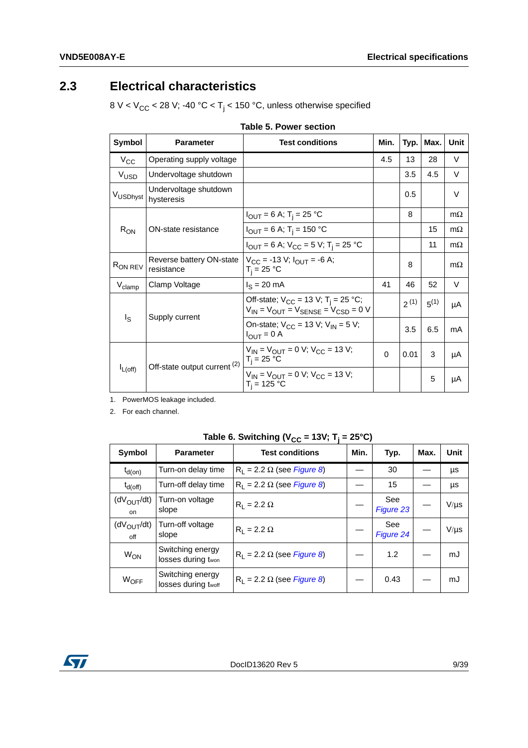## 2.3 Electrical characteristics

8 V < $V_{CC}$ < 28 V; -40 °C < $T_j$ < 150 °C, unless otherwise specified

**Table 5. Power section**

| Symbol | Parameter | Test conditions | Min. | Typ. | Max. | Unit |
|---|---|---|---|---|---|---|
| $V_{CC}$ | Operating supply voltage | | 4.5 | 13 | 28 | V |
| $V_{USD}$ | Undervoltage shutdown | | | 3.5 | 4.5 | V |
| $V_{USDhyst}$ | Undervoltage shutdown hysteresis | | | 0.5 | | V |
| $R_{ON}$ | ON-state resistance | $I_{OUT}$ = 6 A; $T_j$ = 25 °C | | 8 | | mΩ |
| | | $I_{OUT}$ = 6 A; $T_j$ = 150 °C | | | 15 | mΩ |
| | | $I_{OUT}$ = 6 A; $V_{CC}$ = 5 V; $T_j$ = 25 °C | | | 11 | mΩ |
| $R_{ON\ REV}$ | Reverse battery ON-state resistance | $V_{CC}$ = -13 V; $I_{OUT}$ = -6 A; $T_j$ = 25 °C | | 8 | | mΩ |
| $V_{clamp}$ | Clamp Voltage | $I_S$ = 20 mA | 41 | 46 | 52 | V |
| $I_S$ | Supply current | Off-state; $V_{CC}$ = 13 V; $T_j$ = 25 °C; $V_{IN}$ = $V_{OUT}$ = $V_{SENSE}$ = $V_{CSD}$ = 0 V | | 2 (1) | 5(1) | µA |
| | | On-state; $V_{CC}$ = 13 V; $V_{IN}$ = 5 V; $I_{OUT}$ = 0 A | | 3.5 | 6.5 | mA |
| $I_{L(off)}$ | Off-state output current (2) | $V_{IN}$ = $V_{OUT}$ = 0 V; $V_{CC}$ = 13 V; $T_j$ = 25 °C | 0 | 0.01 | 3 | µA |
| | | $V_{IN}$ = $V_{OUT}$ = 0 V; $V_{CC}$ = 13 V; $T_j$ = 125 °C | | | 5 | µA |

1. PowerMOS leakage included.
2. For each channel.

**Table 6. Switching ($V_{CC}$ = 13V; $T_j$ = 25°C)**

| Symbol | Parameter | Test conditions | Min. | Typ. | Max. | Unit |
|---|---|---|---|---|---|---|
| $t_{d(on)}$ | Turn-on delay time | $R_L$ = 2.2 Ω (see *Figure 8*) | — | 30 | — | µs |
| $t_{d(off)}$ | Turn-off delay time | $R_L$ = 2.2 Ω (see *Figure 8*) | — | 15 | — | µs |
| $(dV_{OUT}/dt)_{on}$ | Turn-on voltage slope | $R_L$ = 2.2 Ω | — | See *Figure 23* | — | V/µs |
| $(dV_{OUT}/dt)_{off}$ | Turn-off voltage slope | $R_L$ = 2.2 Ω | — | See *Figure 24* | — | V/µs |
| $W_{ON}$ | Switching energy losses during $t_{won}$ | $R_L$ = 2.2 Ω (see *Figure 8*) | — | 1.2 | — | mJ |
| $W_{OFF}$ | Switching energy losses during $t_{woff}$ | $R_L$ = 2.2 Ω (see *Figure 8*) | — | 0.43 | — | mJ |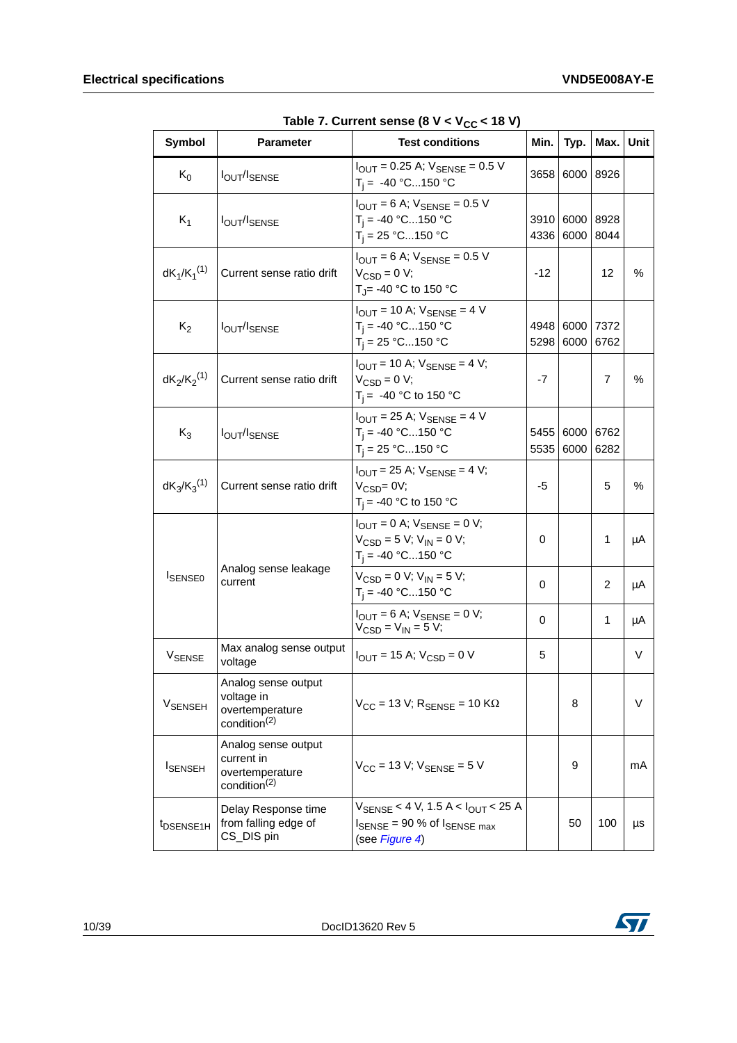**Table 7. Current sense (8 V < $V_{CC}$ < 18 V)**

| Symbol | Parameter | Test conditions | Min. | Typ. | Max. | Unit |
|---|---|---|---|---|---|---|
| $K_0$ | $I_{OUT}/I_{SENSE}$ | $I_{OUT}$ = 0.25 A; $V_{SENSE}$ = 0.5 V<br>$T_j$ = -40 °C...150 °C | 3658 | 6000 | 8926 | |
| $K_1$ | $I_{OUT}/I_{SENSE}$ | $I_{OUT}$ = 6 A; $V_{SENSE}$ = 0.5 V<br>$T_j$ = -40 °C...150 °C<br>$T_j$ = 25 °C...150 °C | 3910<br>4336 | 6000<br>6000 | 8928<br>8044 | |
| $dK_1/K_1$[1] | Current sense ratio drift | $I_{OUT}$ = 6 A; $V_{SENSE}$ = 0.5 V<br>$V_{CSD}$ = 0 V;<br>$T_J$= -40 °C to 150 °C | -12 | | 12 | % |
| $K_2$ | $I_{OUT}/I_{SENSE}$ | $I_{OUT}$ = 10 A; $V_{SENSE}$ = 4 V<br>$T_j$ = -40 °C...150 °C<br>$T_j$ = 25 °C...150 °C | 4948<br>5298 | 6000<br>6000 | 7372<br>6762 | |
| $dK_2/K_2$[1] | Current sense ratio drift | $I_{OUT}$ = 10 A; $V_{SENSE}$ = 4 V;<br>$V_{CSD}$ = 0 V;<br>$T_j$ = -40 °C to 150 °C | -7 | | 7 | % |
| $K_3$ | $I_{OUT}/I_{SENSE}$ | $I_{OUT}$ = 25 A; $V_{SENSE}$ = 4 V<br>$T_j$ = -40 °C...150 °C<br>$T_j$ = 25 °C...150 °C | 5455<br>5535 | 6000<br>6000 | 6762<br>6282 | |
| $dK_3/K_3$[1] | Current sense ratio drift | $I_{OUT}$ = 25 A; $V_{SENSE}$ = 4 V;<br>$V_{CSD}$= 0V;<br>$T_j$ = -40 °C to 150 °C | -5 | | 5 | % |
| $I_{SENSE0}$ | Analog sense leakage current | $I_{OUT}$ = 0 A; $V_{SENSE}$ = 0 V;<br>$V_{CSD}$ = 5 V; $V_{IN}$ = 0 V;<br>$T_j$ = -40 °C...150 °C | 0 | | 1 | µA |
| | | $V_{CSD}$ = 0 V; $V_{IN}$ = 5 V;<br>$T_j$ = -40 °C...150 °C | 0 | | 2 | µA |
| | | $I_{OUT}$ = 6 A; $V_{SENSE}$ = 0 V;<br>$V_{CSD}$ = $V_{IN}$ = 5 V; | 0 | | 1 | µA |
| $V_{SENSE}$ | Max analog sense output voltage | $I_{OUT}$ = 15 A; $V_{CSD}$ = 0 V | 5 | | | V |
| $V_{SENSEH}$ | Analog sense output voltage in overtemperature condition[2] | $V_{CC}$ = 13 V; $R_{SENSE}$ = 10 KΩ | | 8 | | V |
| $I_{SENSEH}$ | Analog sense output current in overtemperature condition[2] | $V_{CC}$ = 13 V; $V_{SENSE}$ = 5 V | | 9 | | mA |
| $t_{DSENSE1H}$ | Delay Response time from falling edge of CS_DIS pin | $V_{SENSE}$ < 4 V, 1.5 A < $I_{OUT}$ < 25 A<br>$I_{SENSE}$ = 90 % of $I_{SENSE\ max}$<br>(see *Figure 4*) | | 50 | 100 | µs |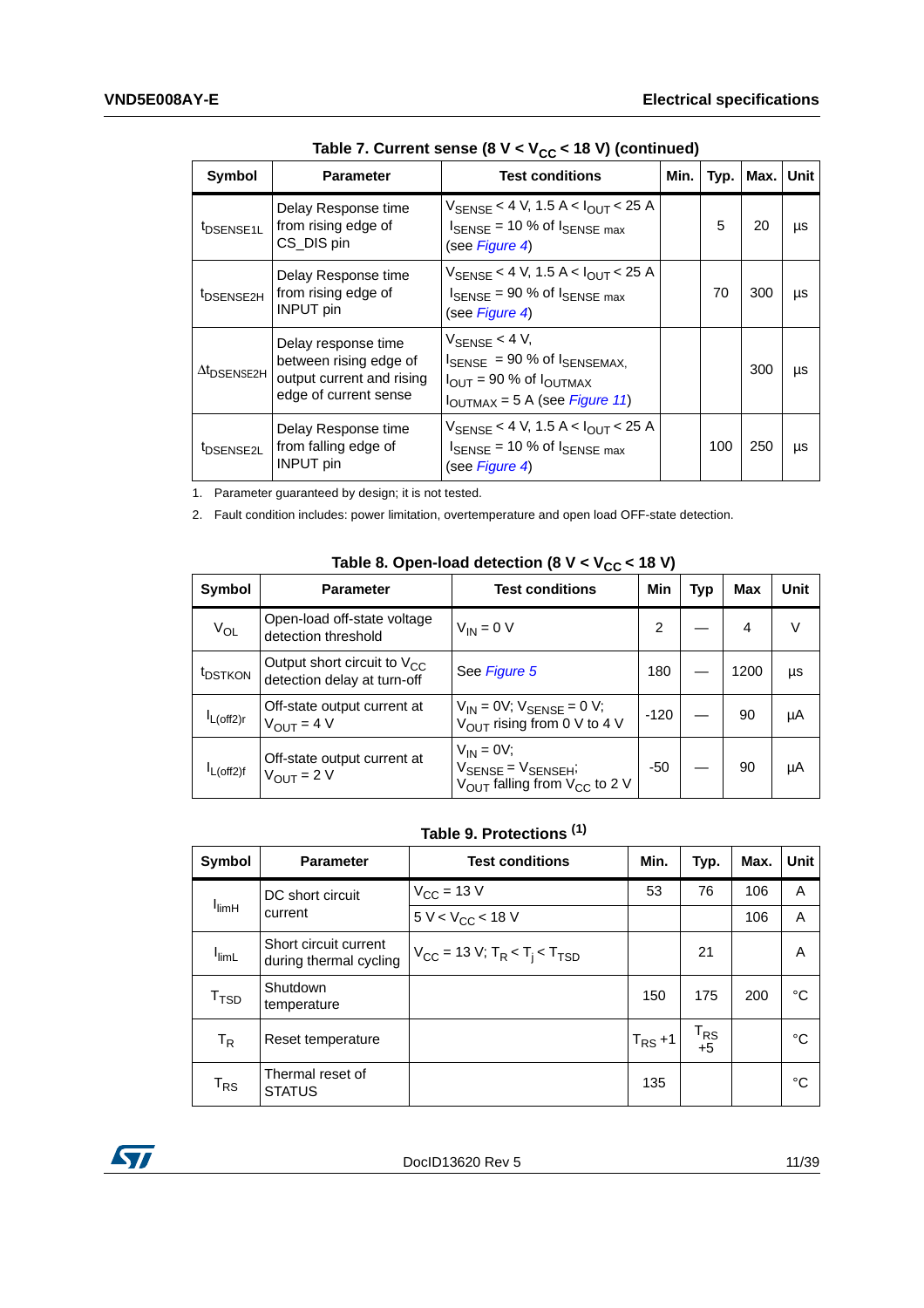**Table 7. Current sense (8 V < $V_{CC}$ < 18 V) (continued)**

| Symbol | Parameter | Test conditions | Min. | Typ. | Max. | Unit |
|---|---|---|---|---|---|---|
| $t_{DSENSE1L}$ | Delay Response time from rising edge of CS_DIS pin | $V_{SENSE}$ < 4 V, 1.5 A < $I_{OUT}$ < 25 A $I_{SENSE}$ = 10 % of $I_{SENSE\ max}$ (see Figure 4) | | 5 | 20 | µs |
| $t_{DSENSE2H}$ | Delay Response time from rising edge of INPUT pin | $V_{SENSE}$ < 4 V, 1.5 A < $I_{OUT}$ < 25 A $I_{SENSE}$ = 90 % of $I_{SENSE\ max}$ (see Figure 4) | | 70 | 300 | µs |
| $\Delta t_{DSENSE2H}$ | Delay response time between rising edge of output current and rising edge of current sense | $V_{SENSE}$ < 4 V, $I_{SENSE}$ = 90 % of $I_{SENSEMAX}$, $I_{OUT}$ = 90 % of $I_{OUTMAX}$ $I_{OUTMAX}$ = 5 A (see Figure 11) | | | 300 | µs |
| $t_{DSENSE2L}$ | Delay Response time from falling edge of INPUT pin | $V_{SENSE}$ < 4 V, 1.5 A < $I_{OUT}$ < 25 A $I_{SENSE}$ = 10 % of $I_{SENSE\ max}$ (see Figure 4) | | 100 | 250 | µs |

1. Parameter guaranteed by design; it is not tested.
2. Fault condition includes: power limitation, overtemperature and open load OFF-state detection.

**Table 8. Open-load detection (8 V < $V_{CC}$ < 18 V)**

| Symbol | Parameter | Test conditions | Min | Typ | Max | Unit |
|---|---|---|---|---|---|---|
| $V_{OL}$ | Open-load off-state voltage detection threshold | $V_{IN}$ = 0 V | 2 | — | 4 | V |
| $t_{DSTKON}$ | Output short circuit to $V_{CC}$ detection delay at turn-off | See Figure 5 | 180 | — | 1200 | µs |
| $I_{L(off2)r}$ | Off-state output current at $V_{OUT}$ = 4 V | $V_{IN}$ = 0V; $V_{SENSE}$ = 0 V; $V_{OUT}$ rising from 0 V to 4 V | -120 | — | 90 | µA |
| $I_{L(off2)f}$ | Off-state output current at $V_{OUT}$ = 2 V | $V_{IN}$ = 0V; $V_{SENSE}$ = $V_{SENSEH}$; $V_{OUT}$ falling from $V_{CC}$ to 2 V | -50 | — | 90 | µA |

**Table 9. Protections [1]**

| Symbol | Parameter | Test conditions | Min. | Typ. | Max. | Unit |
|---|---|---|---|---|---|---|
| $I_{limH}$ | DC short circuit current | $V_{CC}$ = 13 V | 53 | 76 | 106 | A |
| | | 5 V < $V_{CC}$ < 18 V | | | 106 | A |
| $I_{limL}$ | Short circuit current during thermal cycling | $V_{CC}$ = 13 V; $T_R$ < $T_j$ < $T_{TSD}$ | | 21 | | A |
| $T_{TSD}$ | Shutdown temperature | | 150 | 175 | 200 | °C |
| $T_R$ | Reset temperature | | $T_{RS}$ +1 | $T_{RS}$ +5 | | °C |
| $T_{RS}$ | Thermal reset of STATUS | | 135 | | | °C |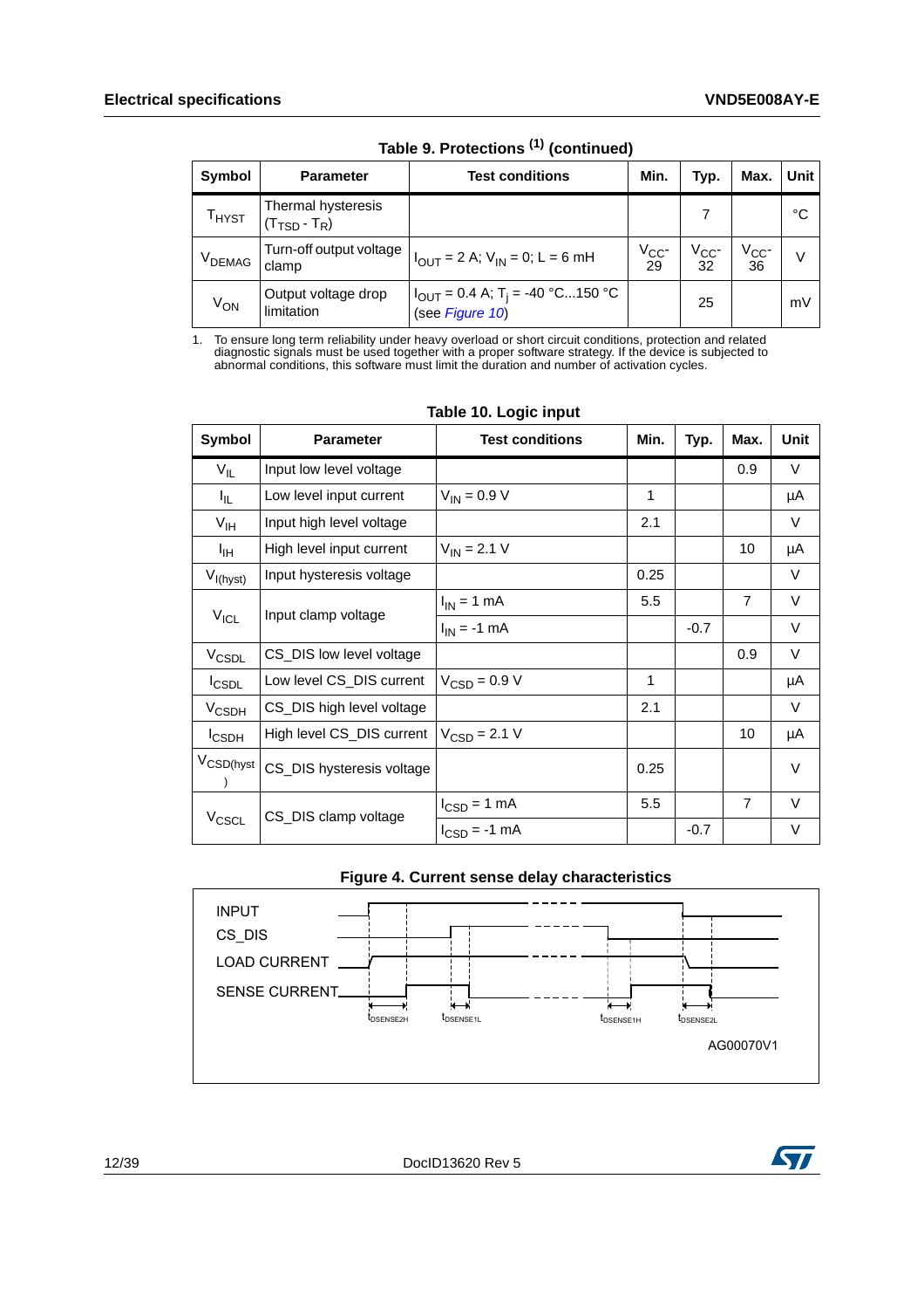Table 9. Protections [(1)] (continued)

| Symbol | Parameter | Test conditions | Min. | Typ. | Max. | Unit |
|---|---|---|---|---|---|---|
| $T_{HYST}$ | Thermal hysteresis ($T_{TSD}$ - $T_R$) | | | 7 | | °C |
| $V_{DEMAG}$ | Turn-off output voltage clamp | $I_{OUT}$ = 2 A; $V_{IN}$ = 0; L = 6 mH | $V_{CC}$-29 | $V_{CC}$-32 | $V_{CC}$-36 | V |
| $V_{ON}$ | Output voltage drop limitation | $I_{OUT}$ = 0.4 A; $T_j$ = -40 °C...150 °C (see *Figure 10*) | | 25 | | mV |

1. To ensure long term reliability under heavy overload or short circuit conditions, protection and related diagnostic signals must be used together with a proper software strategy. If the device is subjected to abnormal conditions, this software must limit the duration and number of activation cycles.

Table 10. Logic input

| Symbol | Parameter | Test conditions | Min. | Typ. | Max. | Unit |
|---|---|---|---|---|---|---|
| $V_{IL}$ | Input low level voltage | | | | 0.9 | V |
| $I_{IL}$ | Low level input current | $V_{IN}$ = 0.9 V | 1 | | | µA |
| $V_{IH}$ | Input high level voltage | | 2.1 | | | V |
| $I_{IH}$ | High level input current | $V_{IN}$ = 2.1 V | | | 10 | µA |
| $V_{I(hyst)}$ | Input hysteresis voltage | | 0.25 | | | V |
| $V_{ICL}$ | Input clamp voltage | $I_{IN}$ = 1 mA | 5.5 | | 7 | V |
| | | $I_{IN}$ = -1 mA | | -0.7 | | V |
| $V_{CSDL}$ | CS_DIS low level voltage | | | | 0.9 | V |
| $I_{CSDL}$ | Low level CS_DIS current | $V_{CSD}$ = 0.9 V | 1 | | | µA |
| $V_{CSDH}$ | CS_DIS high level voltage | | 2.1 | | | V |
| $I_{CSDH}$ | High level CS_DIS current | $V_{CSD}$ = 2.1 V | | | 10 | µA |
| $V_{CSD(hyst)}$ | CS_DIS hysteresis voltage | | 0.25 | | | V |
| $V_{CSCL}$ | CS_DIS clamp voltage | $I_{CSD}$ = 1 mA | 5.5 | | 7 | V |
| | | $I_{CSD}$ = -1 mA | | -0.7 | | V |

Figure 4. Current sense delay characteristics

INPUT
CS_DIS
LOAD CURRENT
SENSE CURRENT

$t_{DSENSE2H}$ $t_{DSENSE1L}$ $t_{DSENSE1H}$ $t_{DSENSE2L}$

AG00070V1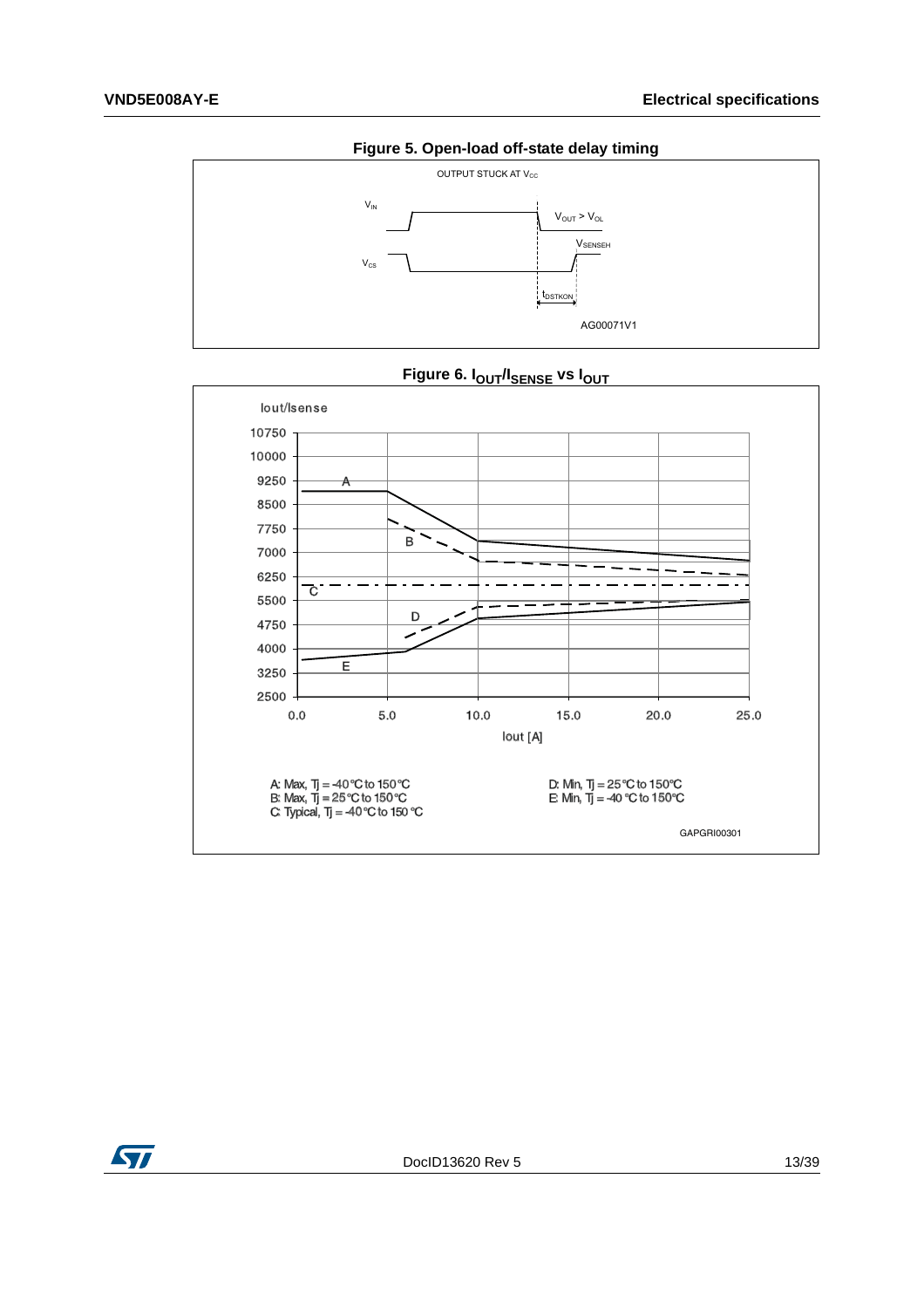**Figure 5. Open-load off-state delay timing**

**Figure 6. $I_{OUT}/I_{SENSE}$ vs $I_{OUT}$**

A: Max, Tj = -40 °C to 150 °C
B: Max, Tj = 25 °C to 150 °C
C: Typical, Tj = -40 °C to 150 °C
D: Min, Tj = 25 °C to 150 °C
E: Min, Tj = -40 °C to 150 °C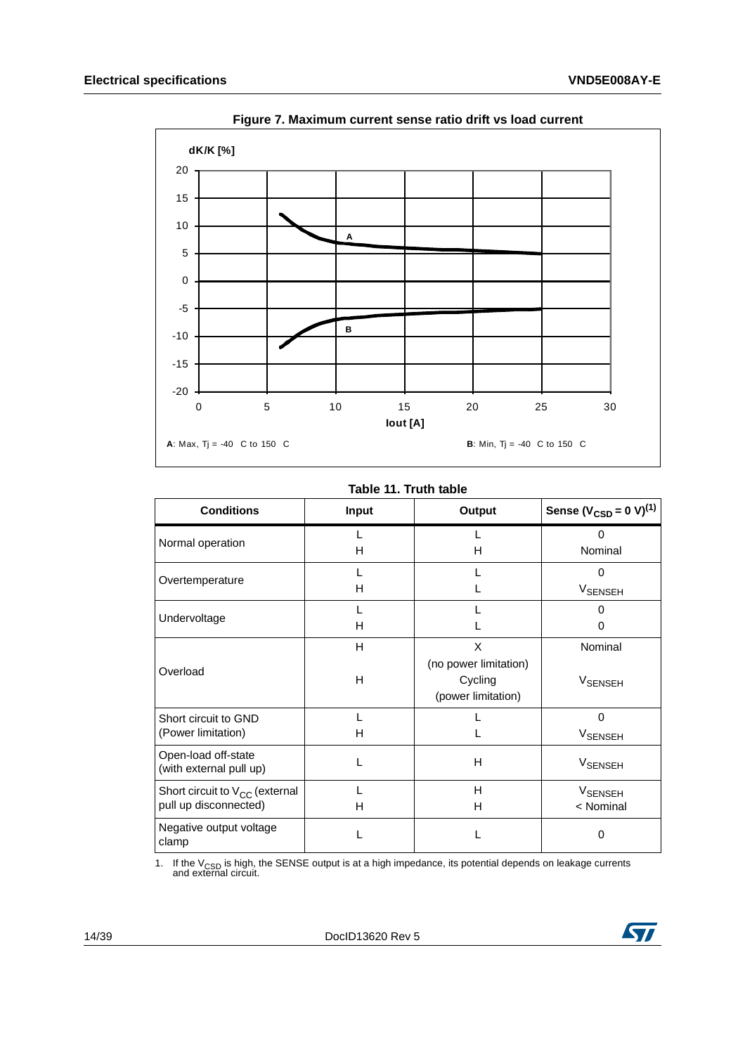**Figure 7. Maximum current sense ratio drift vs load current**

**A**: Max, Tj = -40 C to 150 C    **B**: Min, Tj = -40 C to 150 C

**Table 11. Truth table**

| Conditions | Input | Output | Sense ($V_{CSD}$ = 0 V)[1] |
|---|---|---|---|
| Normal operation | L<br>H | L<br>H | 0<br>Nominal |
| Overtemperature | L<br>H | L<br>L | 0<br>$V_{SENSEH}$ |
| Undervoltage | L<br>H | L<br>L | 0<br>0 |
| Overload | H<br><br>H | X<br>(no power limitation)<br>Cycling<br>(power limitation) | Nominal<br><br>$V_{SENSEH}$ |
| Short circuit to GND<br>(Power limitation) | L<br>H | L<br>L | 0<br>$V_{SENSEH}$ |
| Open-load off-state<br>(with external pull up) | L | H | $V_{SENSEH}$ |
| Short circuit to $V_{CC}$ (external pull up disconnected) | L<br>H | H<br>H | $V_{SENSEH}$<br>< Nominal |
| Negative output voltage clamp | L | L | 0 |

1. If the $V_{CSD}$ is high, the SENSE output is at a high impedance, its potential depends on leakage currents and external circuit.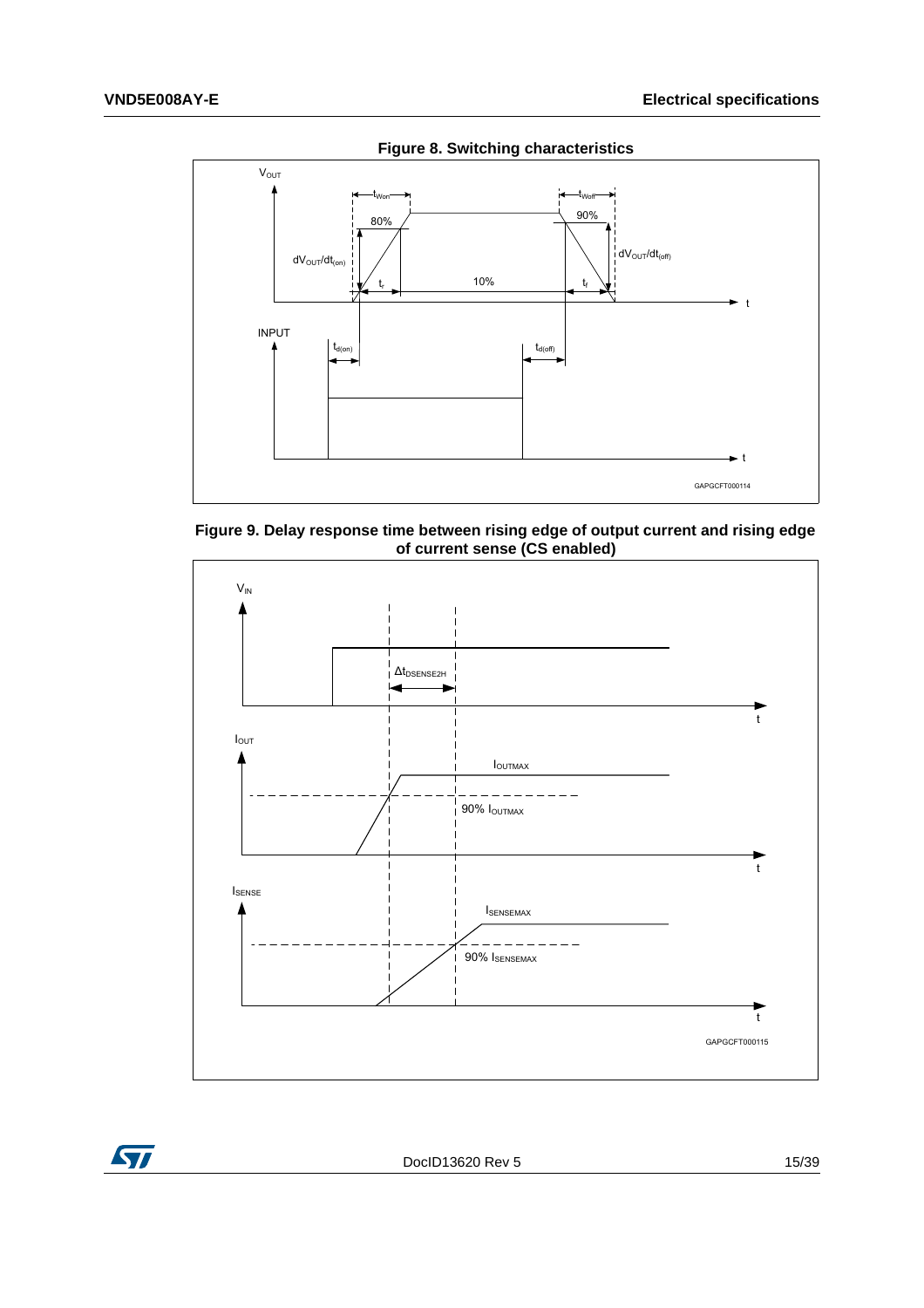**Figure 8. Switching characteristics**

**Figure 9. Delay response time between rising edge of output current and rising edge of current sense (CS enabled)**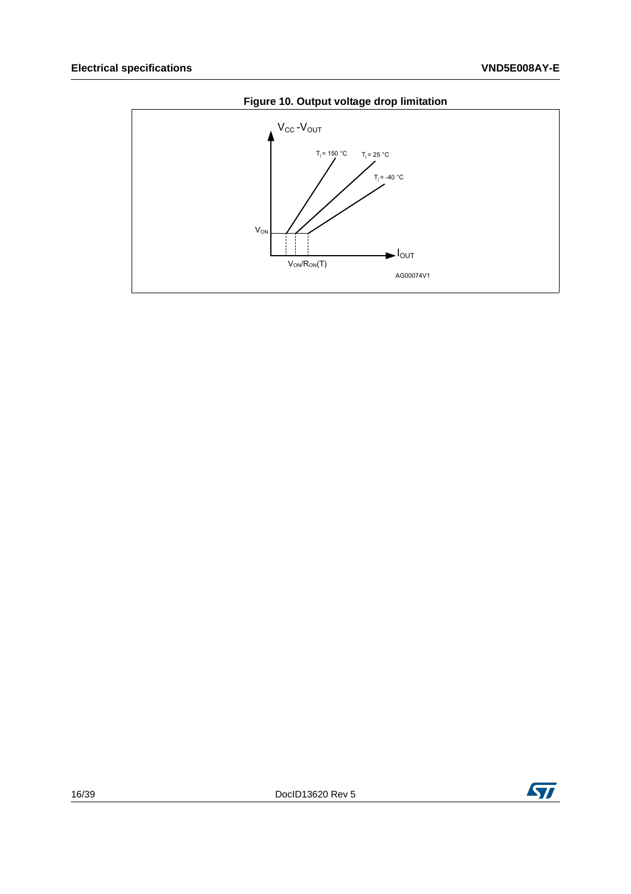**Figure 10. Output voltage drop limitation**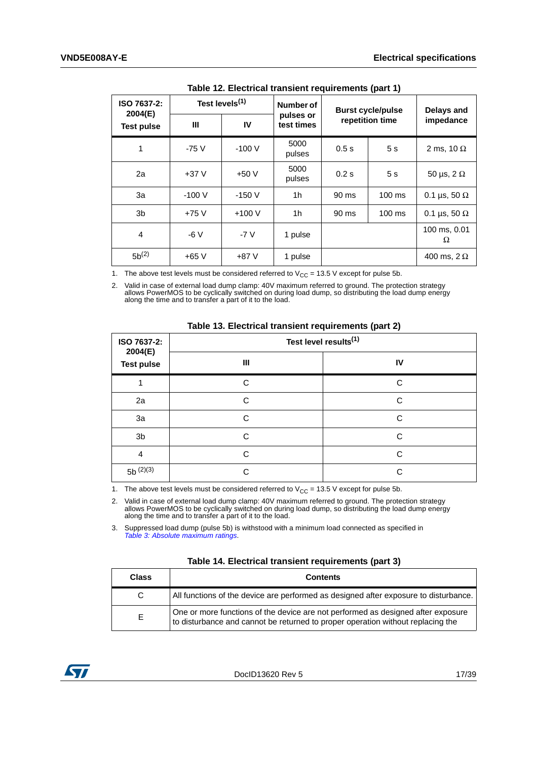**Table 12. Electrical transient requirements (part 1)**

| ISO 7637-2: 2004(E) Test pulse | Test levels[1] | | Number of pulses or test times | Burst cycle/pulse repetition time | | Delays and impedance |
|---|---|---|---|---|---|---|
| | III | IV | | | | |
| 1 | -75 V | -100 V | 5000 pulses | 0.5 s | 5 s | 2 ms, 10 Ω |
| 2a | +37 V | +50 V | 5000 pulses | 0.2 s | 5 s | 50 µs, 2 Ω |
| 3a | -100 V | -150 V | 1h | 90 ms | 100 ms | 0.1 µs, 50 Ω |
| 3b | +75 V | +100 V | 1h | 90 ms | 100 ms | 0.1 µs, 50 Ω |
| 4 | -6 V | -7 V | 1 pulse | | | 100 ms, 0.01 Ω |
| 5b[2] | +65 V | +87 V | 1 pulse | | | 400 ms, 2 Ω |

1. The above test levels must be considered referred to $V_{CC}$ = 13.5 V except for pulse 5b.
2. Valid in case of external load dump clamp: 40V maximum referred to ground. The protection strategy allows PowerMOS to be cyclically switched on during load dump, so distributing the load dump energy along the time and to transfer a part of it to the load.

**Table 13. Electrical transient requirements (part 2)**

| ISO 7637-2: 2004(E) Test pulse | Test level results[1] | |
|---|---|---|
| | III | IV |
| 1 | C | C |
| 2a | C | C |
| 3a | C | C |
| 3b | C | C |
| 4 | C | C |
| 5b [2][3] | C | C |

1. The above test levels must be considered referred to $V_{CC}$ = 13.5 V except for pulse 5b.
2. Valid in case of external load dump clamp: 40V maximum referred to ground. The protection strategy allows PowerMOS to be cyclically switched on during load dump, so distributing the load dump energy along the time and to transfer a part of it to the load.
3. Suppressed load dump (pulse 5b) is withstood with a minimum load connected as specified in *Table 3: Absolute maximum ratings*.

**Table 14. Electrical transient requirements (part 3)**

| Class | Contents |
|---|---|
| C | All functions of the device are performed as designed after exposure to disturbance. |
| E | One or more functions of the device are not performed as designed after exposure to disturbance and cannot be returned to proper operation without replacing the |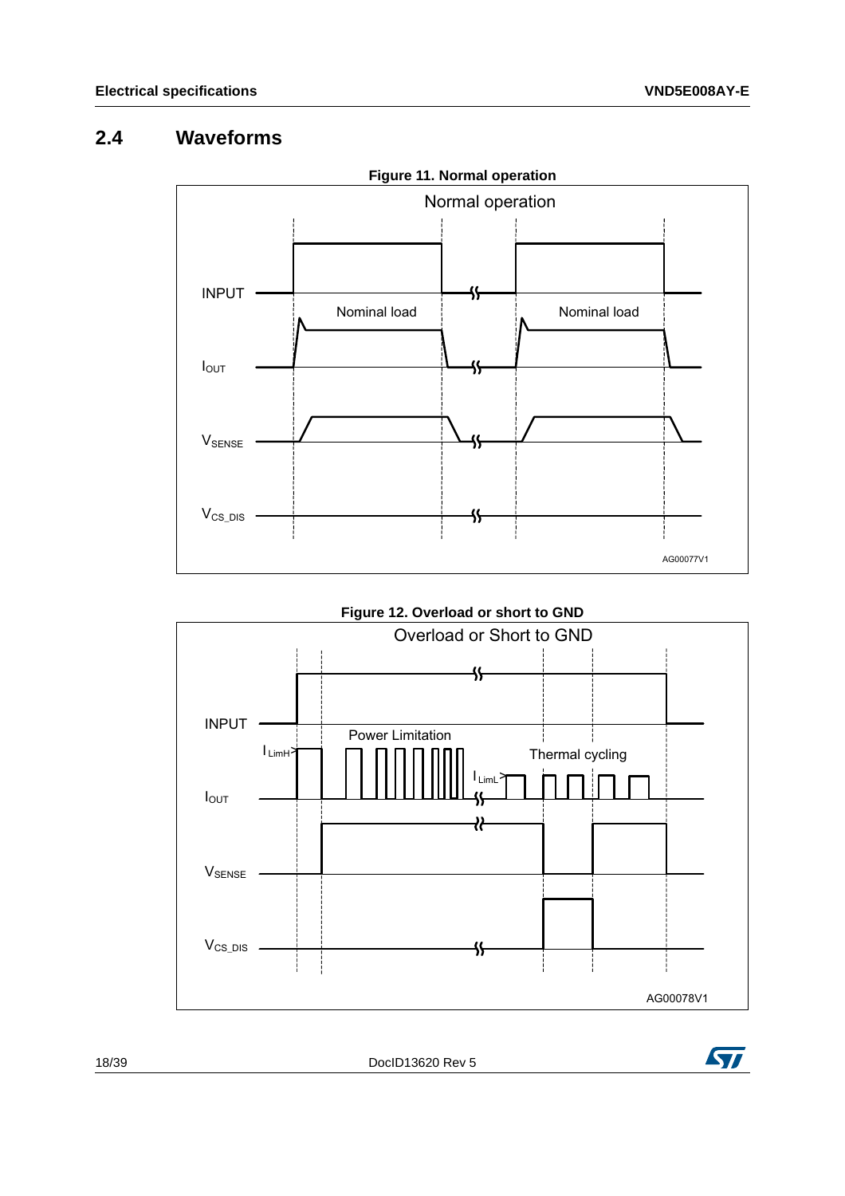## 2.4 Waveforms

**Figure 11. Normal operation**

**Figure 12. Overload or short to GND**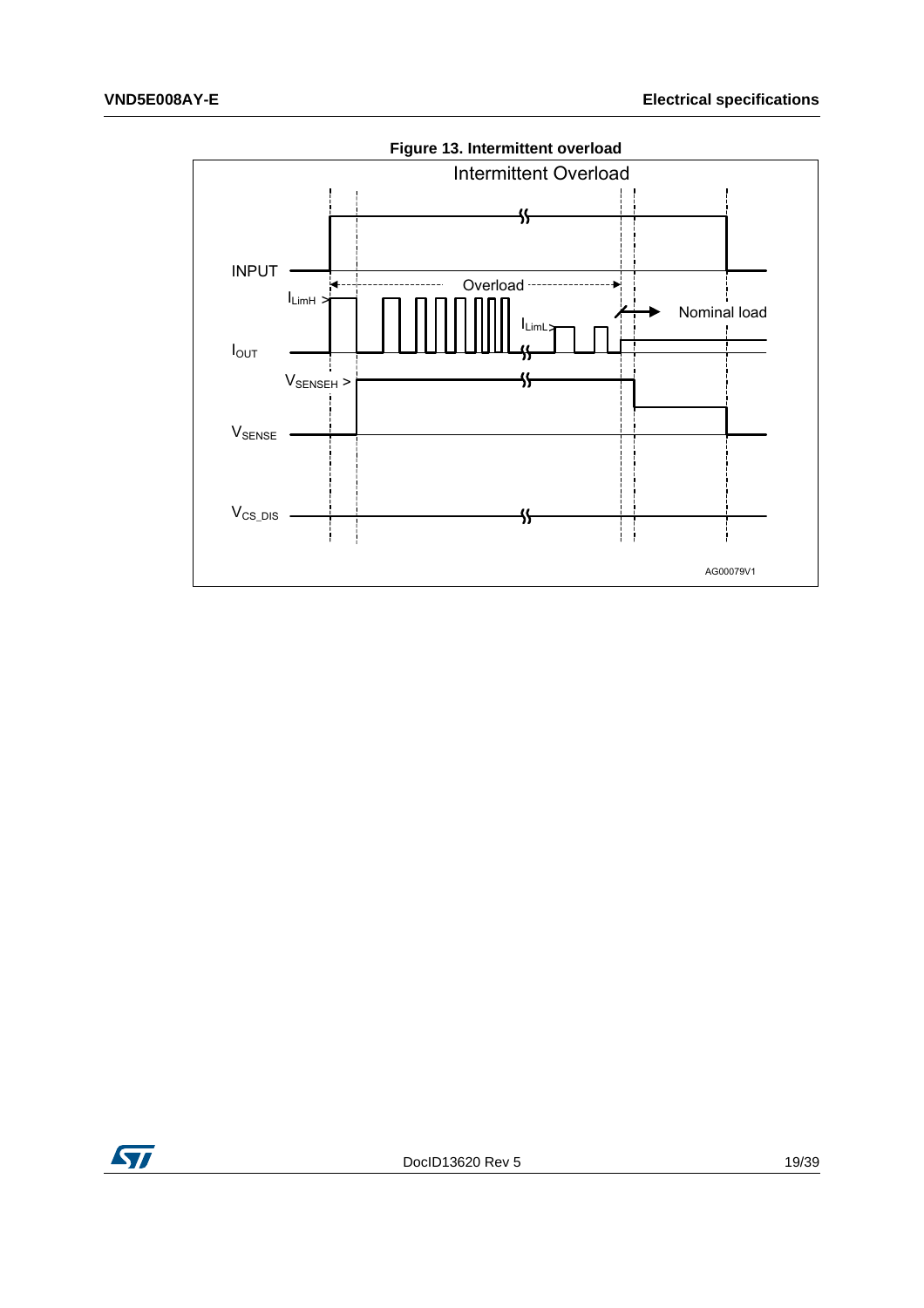**Figure 13. Intermittent overload**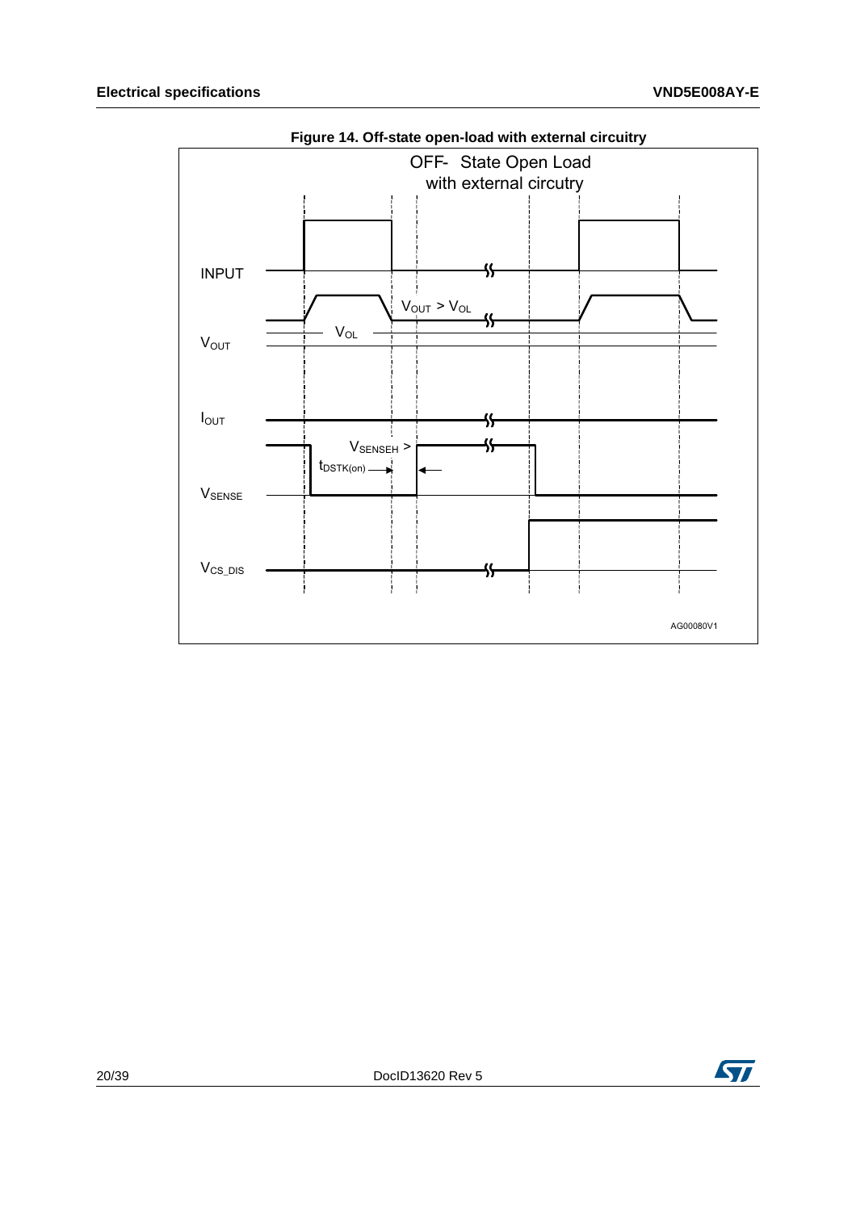**Figure 14. Off-state open-load with external circuitry**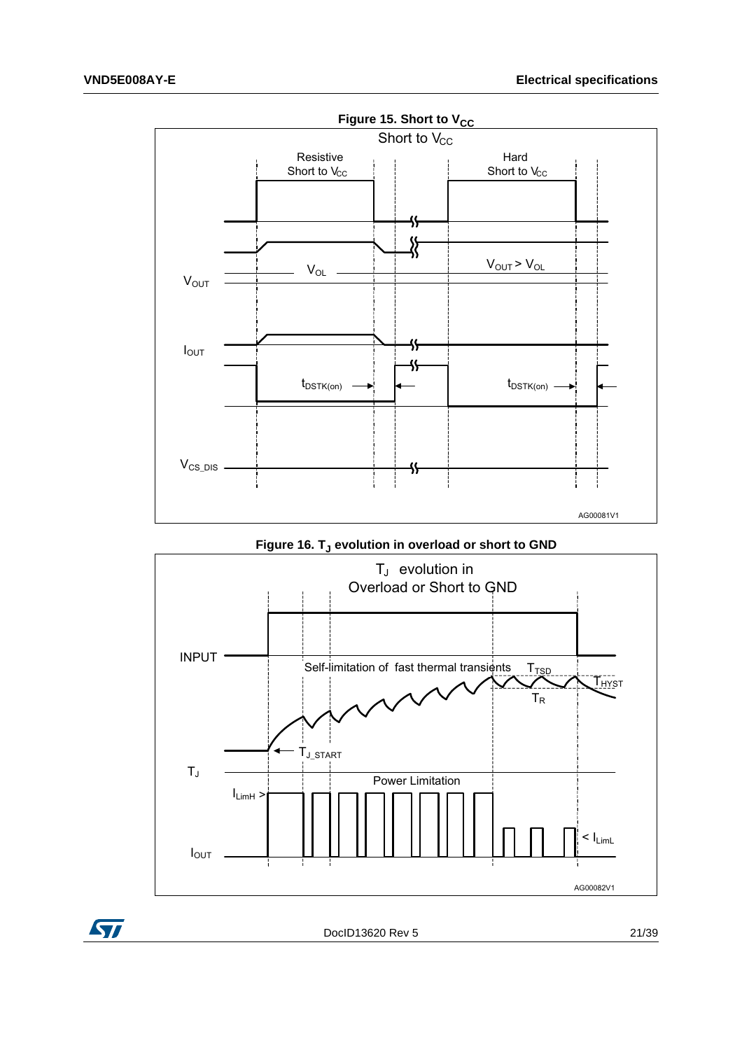**Figure 15. Short to $V_{CC}$**

**Figure 16. $T_J$ evolution in overload or short to GND**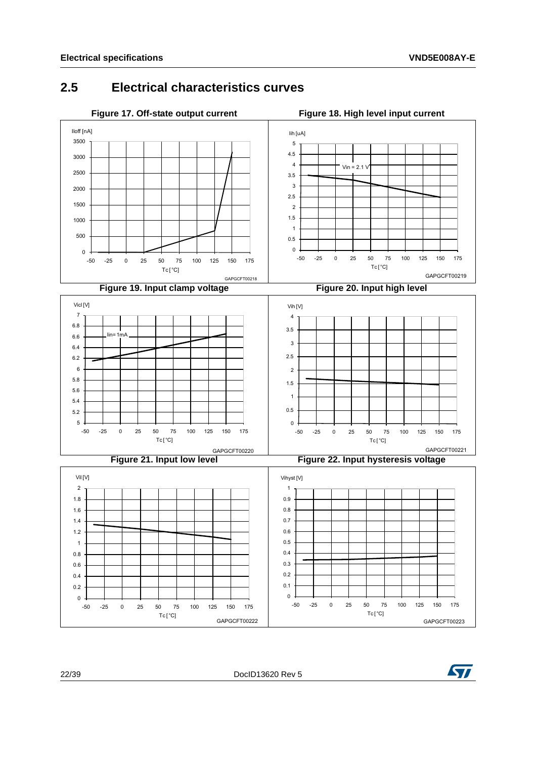## 2.5 Electrical characteristics curves

**Figure 17. Off-state output current**

**Figure 18. High level input current**

**Figure 19. Input clamp voltage**

**Figure 20. Input high level**

**Figure 21. Input low level**

**Figure 22. Input hysteresis voltage**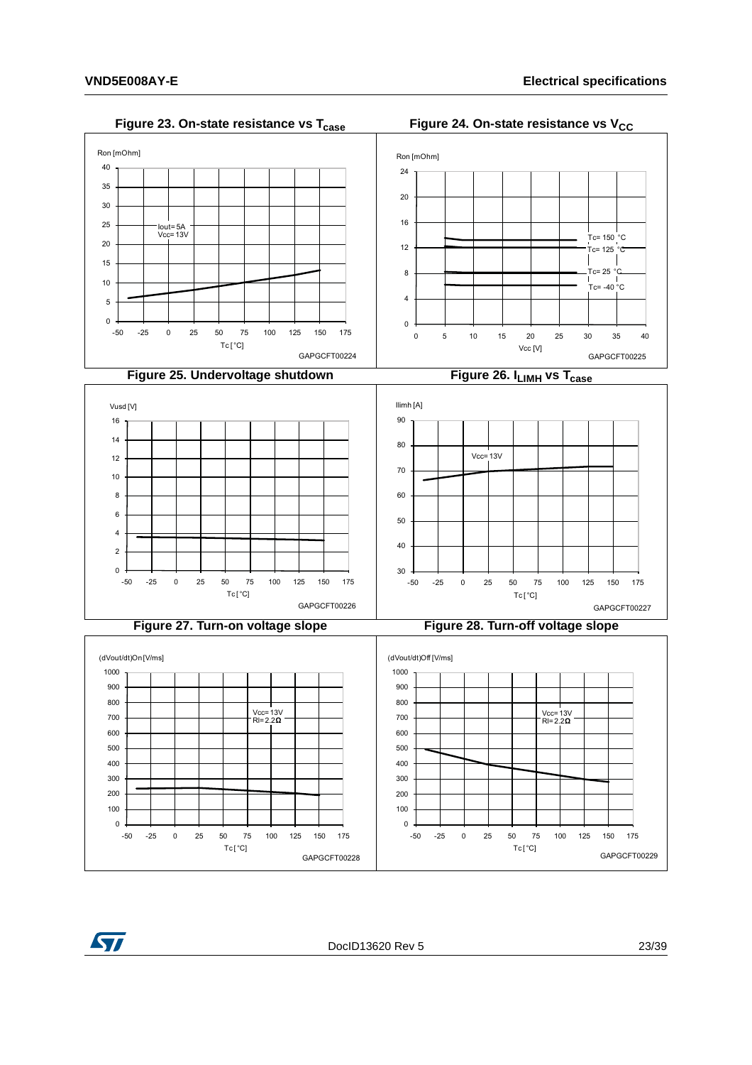**Figure 23. On-state resistance vs $T_{case}$**

Ron [mOhm]

Iout= 5A
Vcc= 13V

Tc [°C]

GAPGCFT00224

**Figure 24. On-state resistance vs $V_{CC}$**

Ron [mOhm]

Tc= 150 °C
Tc= 125 °C
Tc= 25 °C
Tc= -40 °C

Vcc [V]

GAPGCFT00225

**Figure 25. Undervoltage shutdown**

Vusd [V]

Tc [°C]

GAPGCFT00226

**Figure 26. $I_{LIMH}$ vs $T_{case}$**

Ilimh [A]

Vcc= 13V

Tc [°C]

GAPGCFT00227

**Figure 27. Turn-on voltage slope**

(dVout/dt)On [V/ms]

Vcc= 13V
Rl= 2.2Ω

Tc [°C]

GAPGCFT00228

**Figure 28. Turn-off voltage slope**

(dVout/dt)Off [V/ms]

Vcc= 13V
Rl= 2.2Ω

Tc [°C]

GAPGCFT00229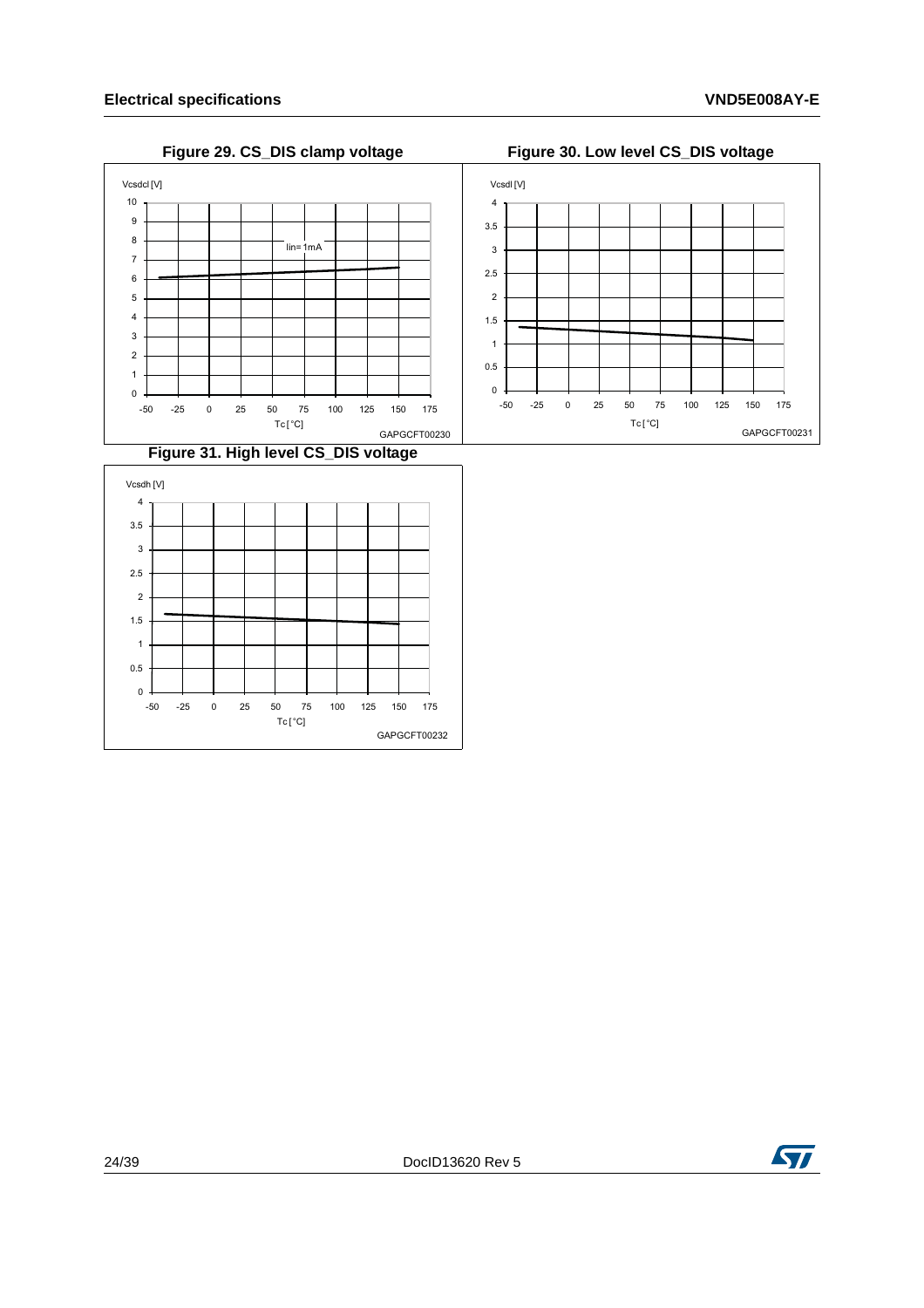**Figure 29. CS_DIS clamp voltage**

**Figure 30. Low level CS_DIS voltage**

**Figure 31. High level CS_DIS voltage**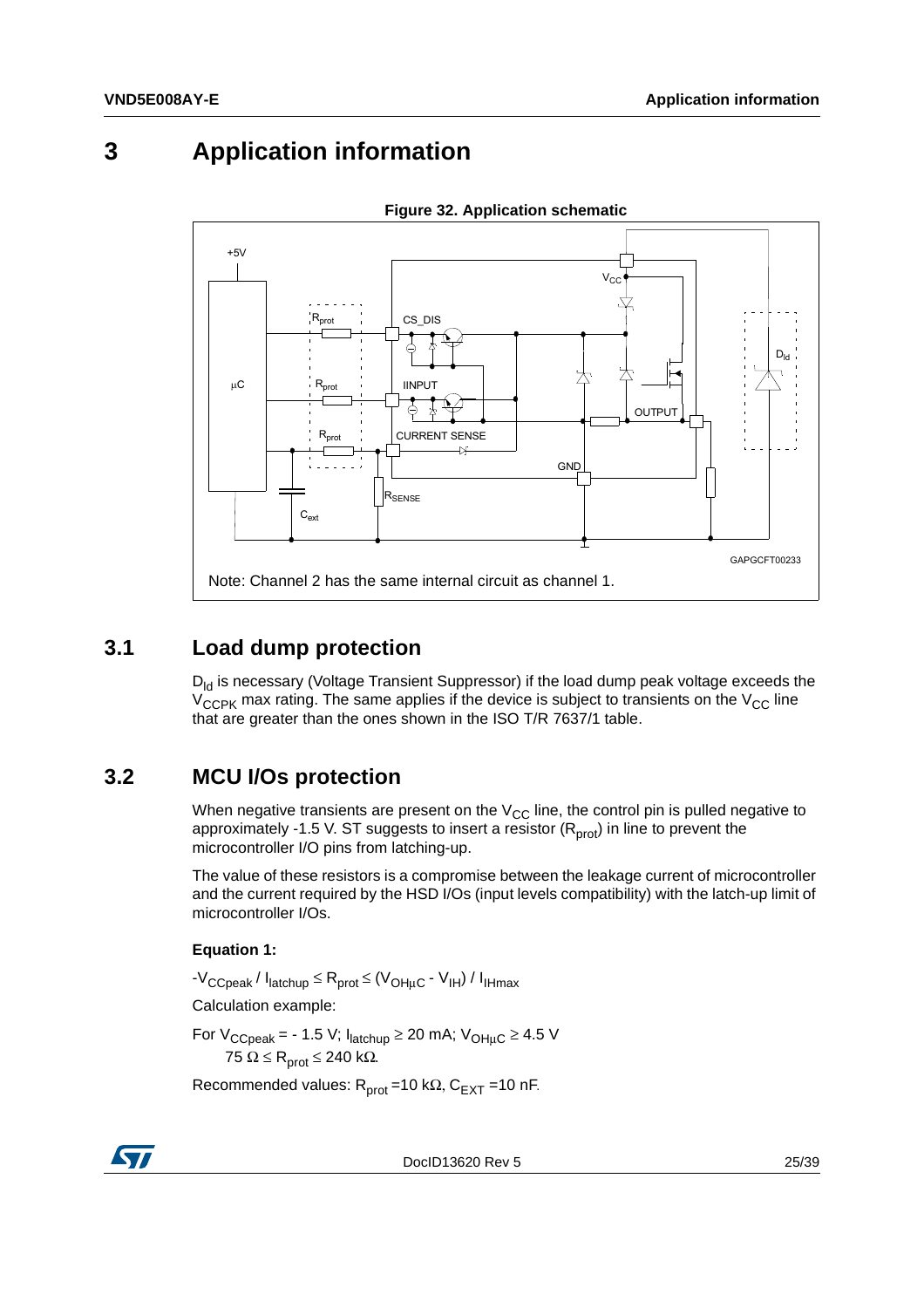# 3 Application information

**Figure 32. Application schematic**

+5V

μC

$R_{prot}$

$R_{prot}$

$R_{prot}$

$C_{ext}$

CS_DIS

IINPUT

CURRENT SENSE

$R_{SENSE}$

$V_{CC}$

OUTPUT

GND

$D_{ld}$

GAPGCFT00233

Note: Channel 2 has the same internal circuit as channel 1.

## 3.1 Load dump protection

$D_{ld}$ is necessary (Voltage Transient Suppressor) if the load dump peak voltage exceeds the $V_{CCPK}$ max rating. The same applies if the device is subject to transients on the $V_{CC}$ line that are greater than the ones shown in the ISO T/R 7637/1 table.

## 3.2 MCU I/Os protection

When negative transients are present on the $V_{CC}$ line, the control pin is pulled negative to approximately -1.5 V. ST suggests to insert a resistor ($R_{prot}$) in line to prevent the microcontroller I/O pins from latching-up.

The value of these resistors is a compromise between the leakage current of microcontroller and the current required by the HSD I/Os (input levels compatibility) with the latch-up limit of microcontroller I/Os.

**Equation 1:**

$$-V_{CCpeak} / I_{latchup} \leq R_{prot} \leq (V_{OH\mu C} - V_{IH}) / I_{IHmax}$$

Calculation example:

For $V_{CCpeak}$ = - 1.5 V; $I_{latchup} \geq$ 20 mA; $V_{OH\mu C} \geq$ 4.5 V
75 Ω ≤ $R_{prot}$ ≤ 240 kΩ.

Recommended values: $R_{prot}$ =10 kΩ, $C_{EXT}$ =10 nF.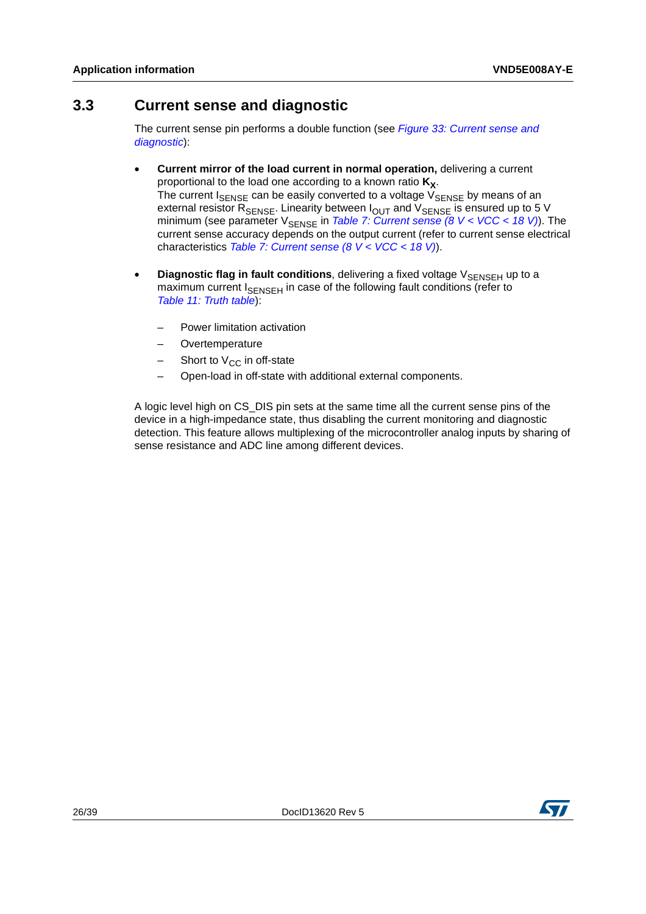## 3.3 Current sense and diagnostic

The current sense pin performs a double function (see *Figure 33: Current sense and diagnostic*):

- **Current mirror of the load current in normal operation,** delivering a current proportional to the load one according to a known ratio $\mathbf{K_X}$.
  The current $I_{SENSE}$ can be easily converted to a voltage $V_{SENSE}$ by means of an external resistor $R_{SENSE}$. Linearity between $I_{OUT}$ and $V_{SENSE}$ is ensured up to 5 V minimum (see parameter $V_{SENSE}$ in *Table 7: Current sense (8 V < VCC < 18 V)*). The current sense accuracy depends on the output current (refer to current sense electrical characteristics *Table 7: Current sense (8 V < VCC < 18 V)*).
- **Diagnostic flag in fault conditions**, delivering a fixed voltage $V_{SENSEH}$ up to a maximum current $I_{SENSEH}$ in case of the following fault conditions (refer to *Table 11: Truth table*):
  - Power limitation activation
  - Overtemperature
  - Short to $V_{CC}$ in off-state
  - Open-load in off-state with additional external components.

A logic level high on CS_DIS pin sets at the same time all the current sense pins of the device in a high-impedance state, thus disabling the current monitoring and diagnostic detection. This feature allows multiplexing of the microcontroller analog inputs by sharing of sense resistance and ADC line among different devices.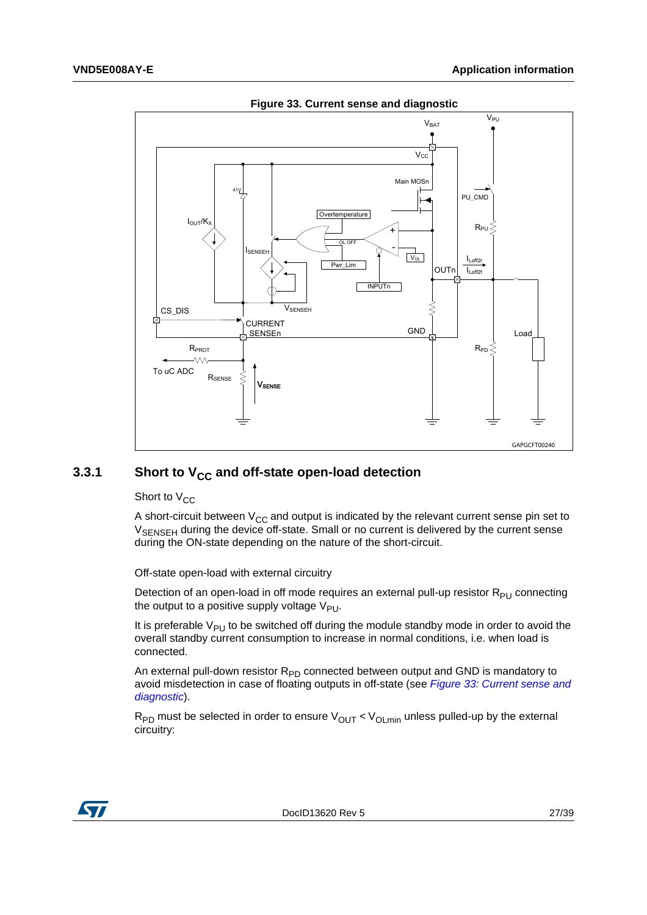**Figure 33. Current sense and diagnostic**

### 3.3.1 Short to $V_{CC}$ and off-state open-load detection

Short to $V_{CC}$

A short-circuit between $V_{CC}$ and output is indicated by the relevant current sense pin set to $V_{SENSEH}$ during the device off-state. Small or no current is delivered by the current sense during the ON-state depending on the nature of the short-circuit.

Off-state open-load with external circuitry

Detection of an open-load in off mode requires an external pull-up resistor $R_{PU}$ connecting the output to a positive supply voltage $V_{PU}$.

It is preferable $V_{PU}$ to be switched off during the module standby mode in order to avoid the overall standby current consumption to increase in normal conditions, i.e. when load is connected.

An external pull-down resistor $R_{PD}$ connected between output and GND is mandatory to avoid misdetection in case of floating outputs in off-state (see *Figure 33: Current sense and diagnostic*).

$R_{PD}$ must be selected in order to ensure $V_{OUT} < V_{OLmin}$ unless pulled-up by the external circuitry: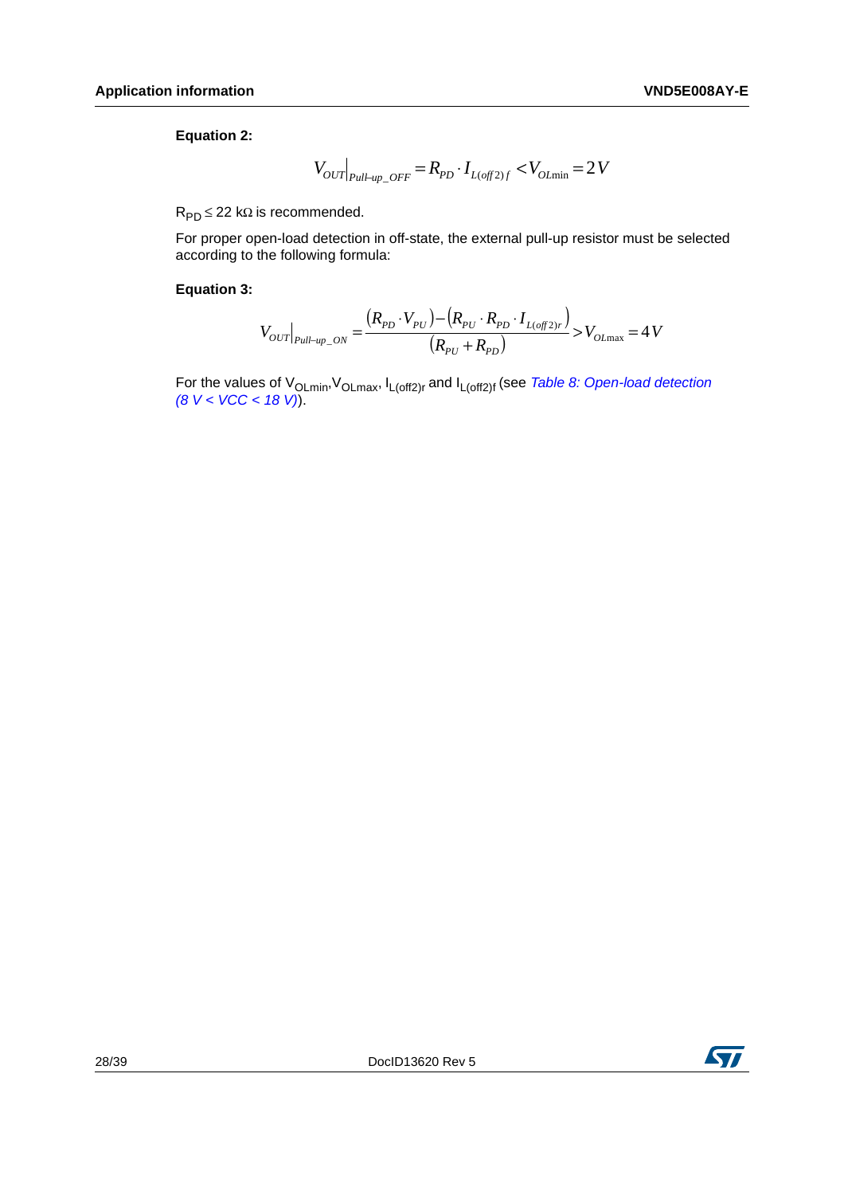**Equation 2:**

$$V_{OUT}\Big|_{Pull\text{-}up\_OFF} = R_{PD} \cdot I_{L(off2)f} < V_{OL\min} = 2V$$

$R_{PD} \leq 22\ k\Omega$ is recommended.

For proper open-load detection in off-state, the external pull-up resistor must be selected according to the following formula:

**Equation 3:**

$$V_{OUT}\Big|_{Pull\text{-}up\_ON} = \frac{(R_{PD} \cdot V_{PU}) - (R_{PU} \cdot R_{PD} \cdot I_{L(off2)r})}{(R_{PU} + R_{PD})} > V_{OL\max} = 4V$$

For the values of $V_{OLmin}$, $V_{OLmax}$, $I_{L(off2)r}$ and $I_{L(off2)f}$ (see *Table 8: Open-load detection (8 V < VCC < 18 V)*).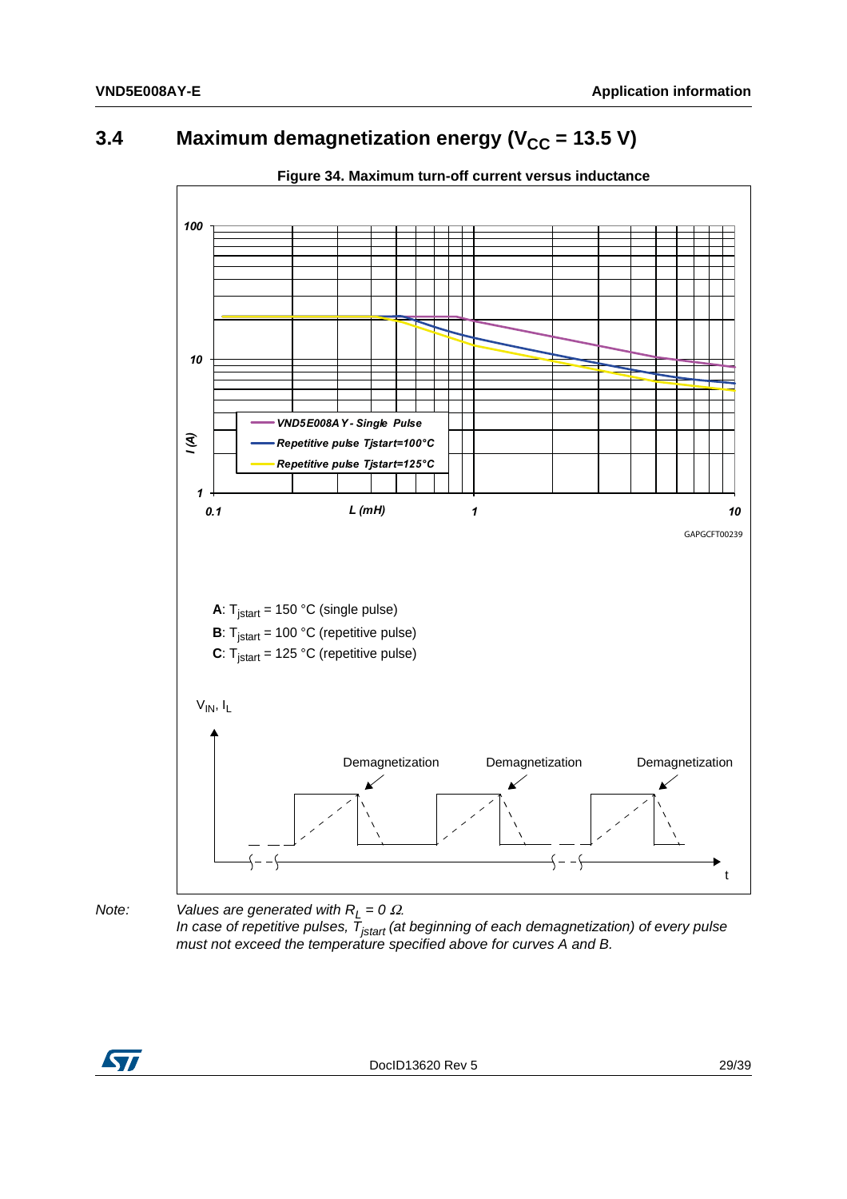## 3.4 Maximum demagnetization energy ($V_{CC}$ = 13.5 V)

**Figure 34. Maximum turn-off current versus inductance**

GAPGCFT00239

**A**: $T_{jstart}$ = 150 °C (single pulse)

**B**: $T_{jstart}$ = 100 °C (repetitive pulse)

**C**: $T_{jstart}$ = 125 °C (repetitive pulse)

*Note: Values are generated with $R_L$ = 0 Ω.*
*In case of repetitive pulses, $T_{jstart}$ (at beginning of each demagnetization) of every pulse must not exceed the temperature specified above for curves A and B.*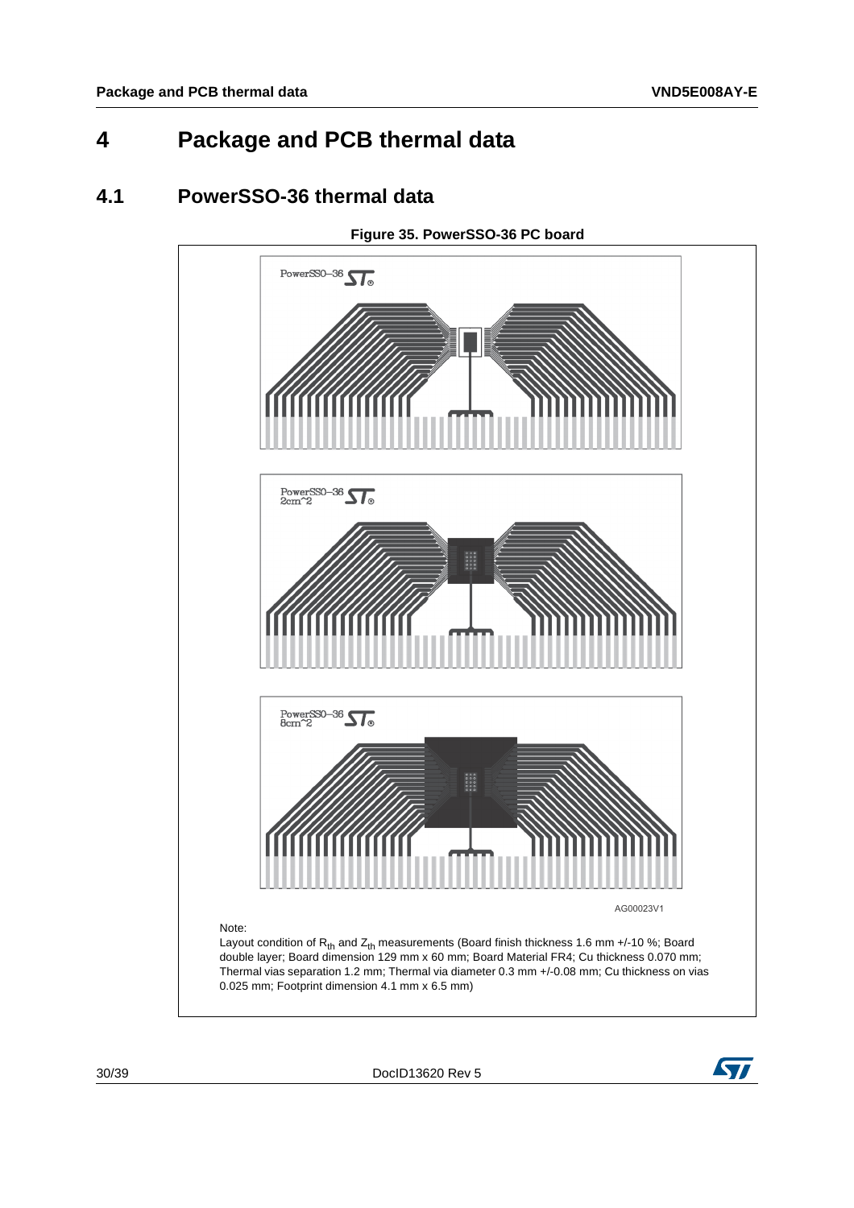# 4 Package and PCB thermal data

## 4.1 PowerSSO-36 thermal data

**Figure 35. PowerSSO-36 PC board**

Note:
Layout condition of $R_{th}$ and $Z_{th}$ measurements (Board finish thickness 1.6 mm +/-10 %; Board double layer; Board dimension 129 mm x 60 mm; Board Material FR4; Cu thickness 0.070 mm; Thermal vias separation 1.2 mm; Thermal via diameter 0.3 mm +/-0.08 mm; Cu thickness on vias 0.025 mm; Footprint dimension 4.1 mm x 6.5 mm)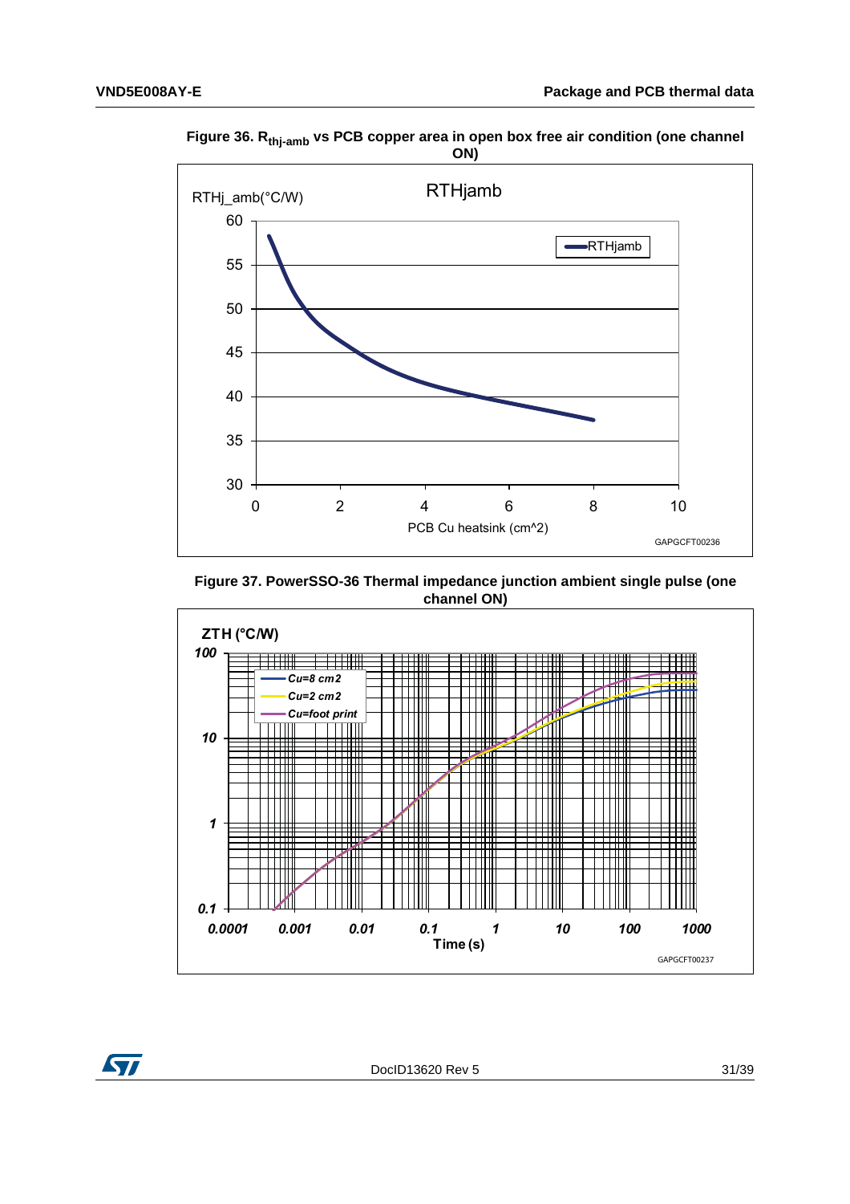Figure 36. $R_{thj-amb}$ vs PCB copper area in open box free air condition (one channel ON)

Figure 37. PowerSSO-36 Thermal impedance junction ambient single pulse (one channel ON)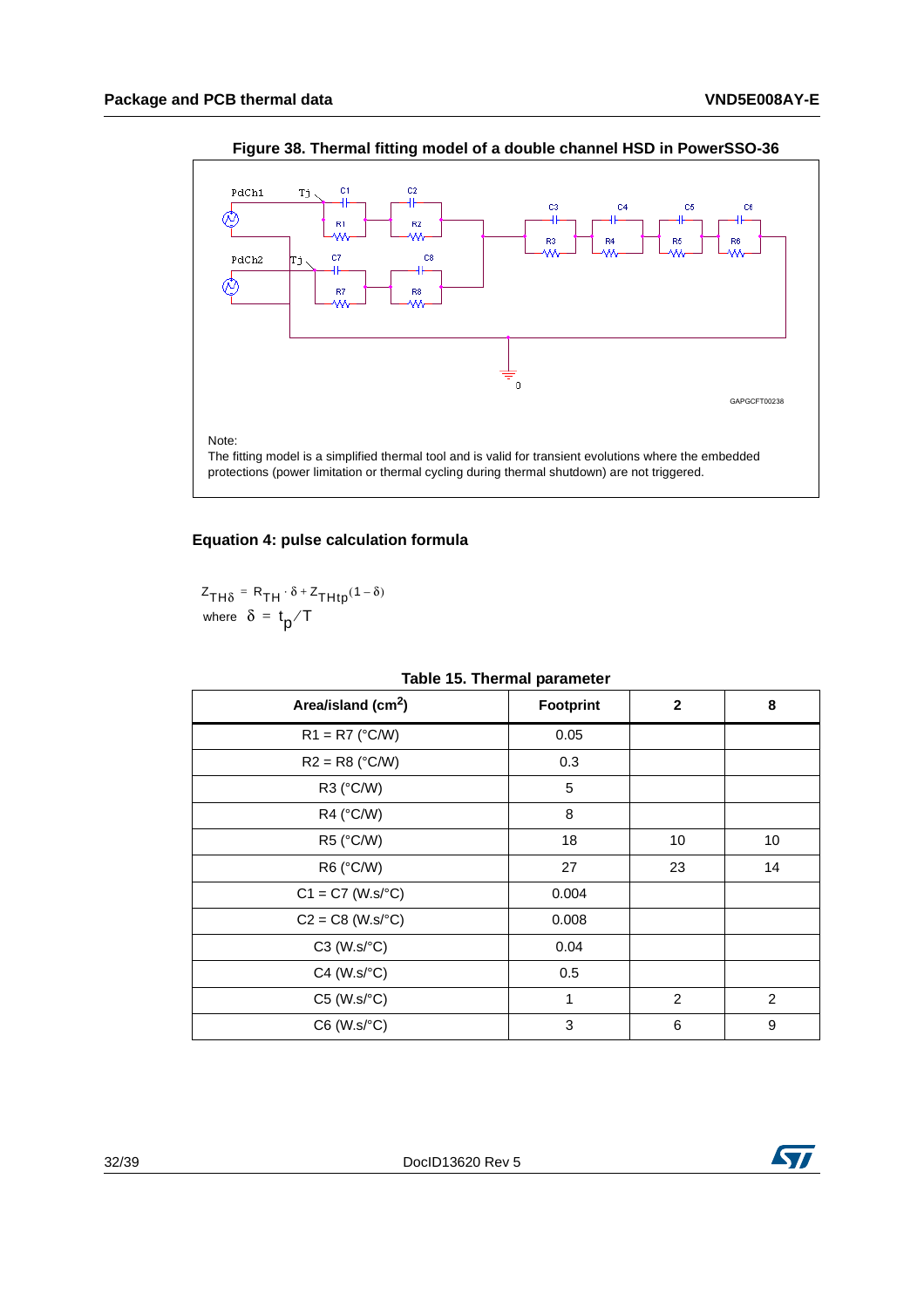**Figure 38. Thermal fitting model of a double channel HSD in PowerSSO-36**

Note:
The fitting model is a simplified thermal tool and is valid for transient evolutions where the embedded protections (power limitation or thermal cycling during thermal shutdown) are not triggered.

### Equation 4: pulse calculation formula

$$Z_{TH\delta} = R_{TH} \cdot \delta + Z_{THtp}(1 - \delta)$$

where $\delta = t_p / T$

**Table 15. Thermal parameter**

| Area/island (cm$^2$) | Footprint | 2 | 8 |
|---|---|---|---|
| R1 = R7 (°C/W) | 0.05 | | |
| R2 = R8 (°C/W) | 0.3 | | |
| R3 (°C/W) | 5 | | |
| R4 (°C/W) | 8 | | |
| R5 (°C/W) | 18 | 10 | 10 |
| R6 (°C/W) | 27 | 23 | 14 |
| C1 = C7 (W.s/°C) | 0.004 | | |
| C2 = C8 (W.s/°C) | 0.008 | | |
| C3 (W.s/°C) | 0.04 | | |
| C4 (W.s/°C) | 0.5 | | |
| C5 (W.s/°C) | 1 | 2 | 2 |
| C6 (W.s/°C) | 3 | 6 | 9 |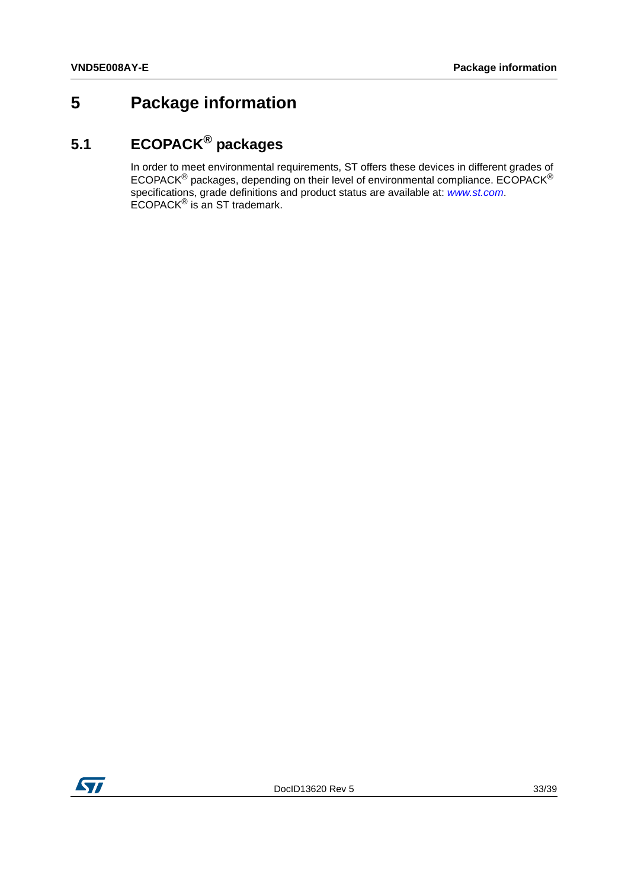# 5 Package information

## 5.1 ECOPACK® packages

In order to meet environmental requirements, ST offers these devices in different grades of ECOPACK® packages, depending on their level of environmental compliance. ECOPACK® specifications, grade definitions and product status are available at: *www.st.com*. ECOPACK® is an ST trademark.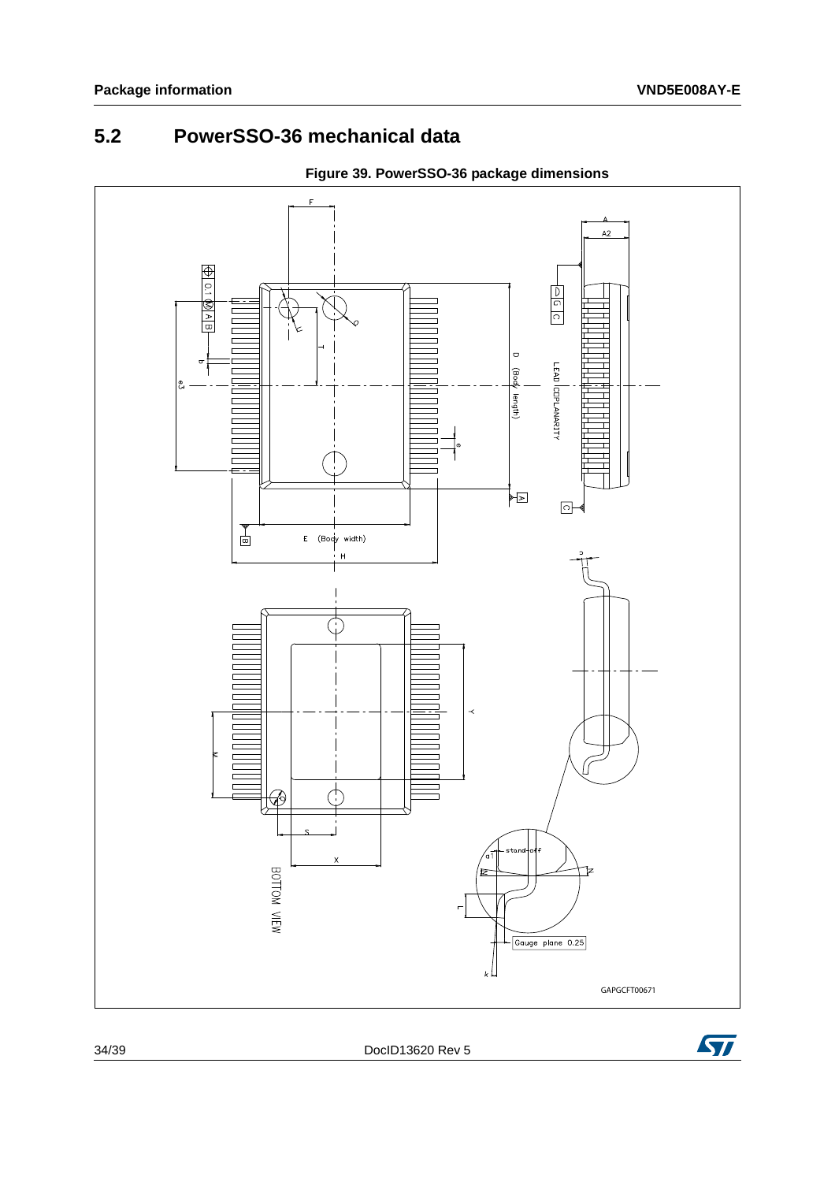## 5.2 PowerSSO-36 mechanical data

**Figure 39. PowerSSO-36 package dimensions**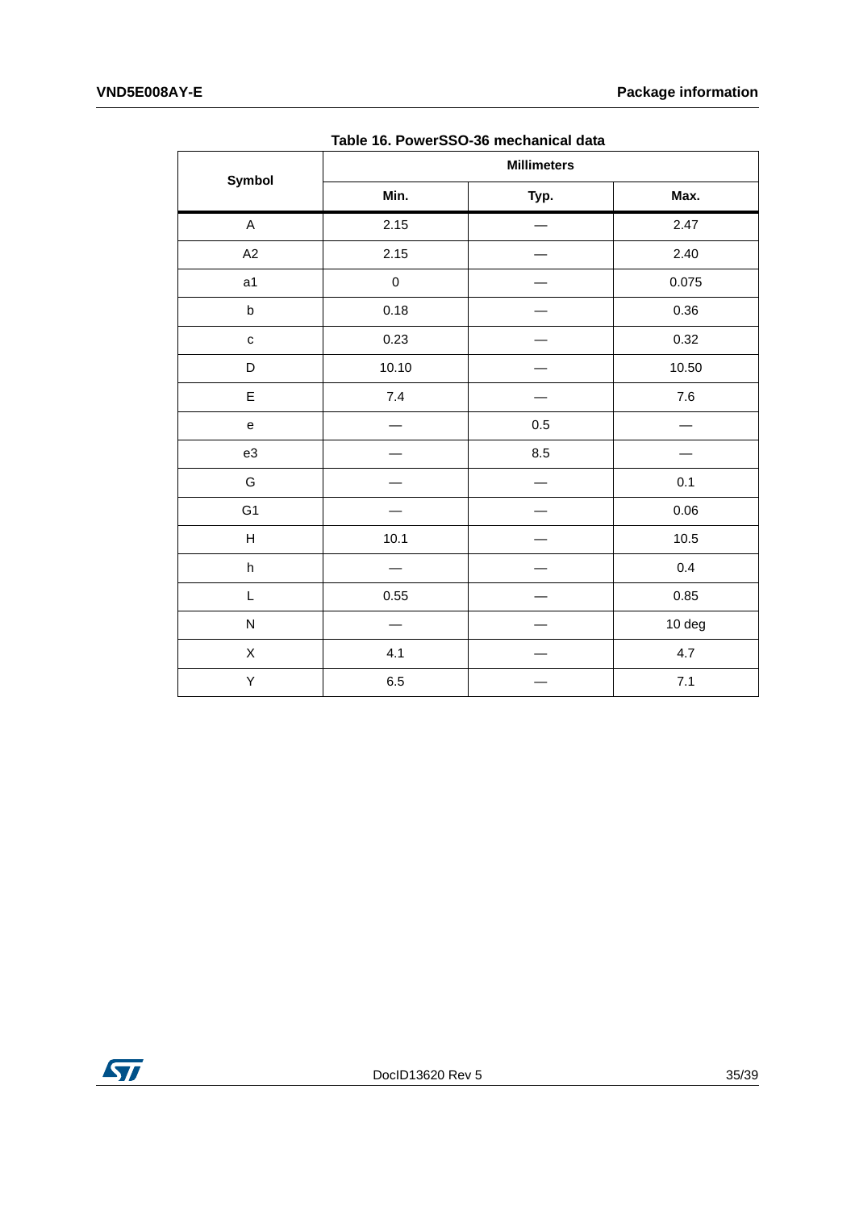**Table 16. PowerSSO-36 mechanical data**

| Symbol | Millimeters | | |
|---|---|---|---|
| | Min. | Typ. | Max. |
| A | 2.15 | — | 2.47 |
| A2 | 2.15 | — | 2.40 |
| a1 | 0 | — | 0.075 |
| b | 0.18 | — | 0.36 |
| c | 0.23 | — | 0.32 |
| D | 10.10 | — | 10.50 |
| E | 7.4 | — | 7.6 |
| e | — | 0.5 | — |
| e3 | — | 8.5 | — |
| G | — | — | 0.1 |
| G1 | — | — | 0.06 |
| H | 10.1 | — | 10.5 |
| h | — | — | 0.4 |
| L | 0.55 | — | 0.85 |
| N | — | — | 10 deg |
| X | 4.1 | — | 4.7 |
| Y | 6.5 | — | 7.1 |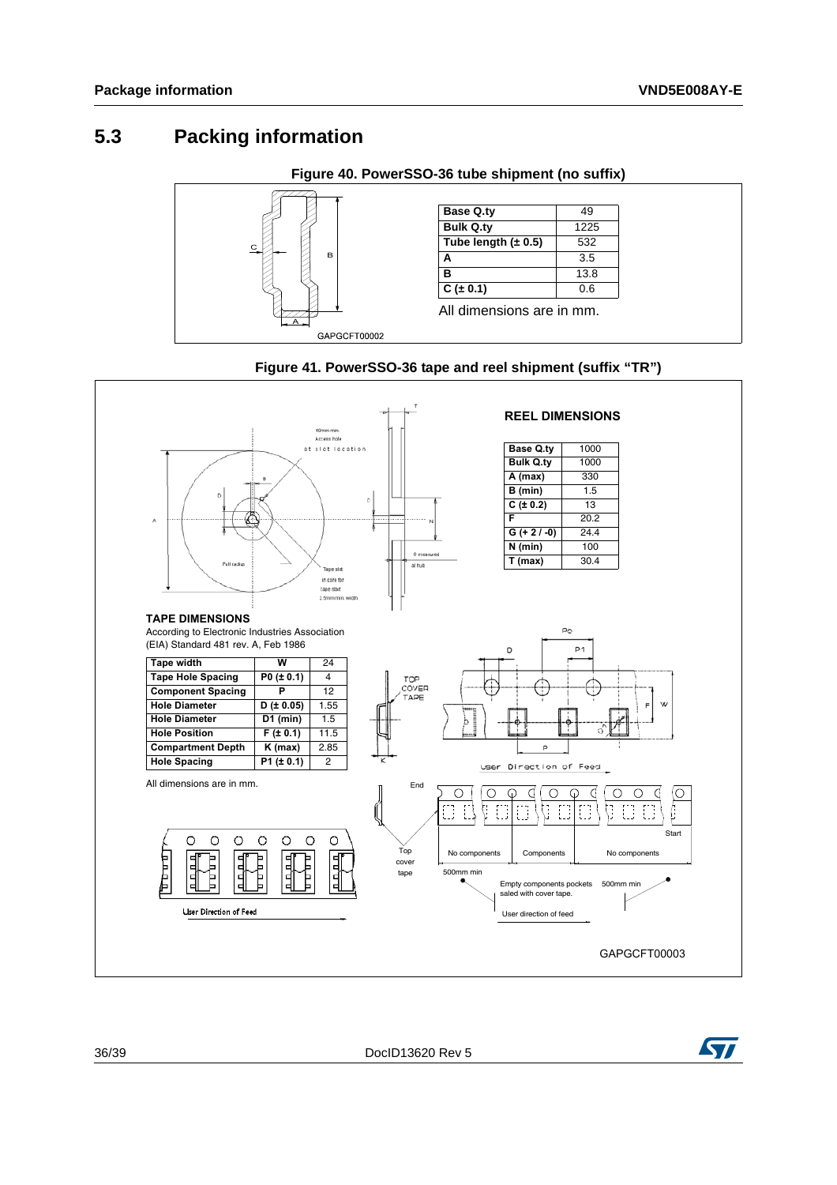## 5.3 Packing information

**Figure 40. PowerSSO-36 tube shipment (no suffix)**

| Base Q.ty | 49 |
|---|---|
| Bulk Q.ty | 1225 |
| Tube length (± 0.5) | 532 |
| A | 3.5 |
| B | 13.8 |
| C (± 0.1) | 0.6 |

All dimensions are in mm.

GAPGCFT00002

**Figure 41. PowerSSO-36 tape and reel shipment (suffix "TR")**

**REEL DIMENSIONS**

| Base Q.ty | 1000 |
|---|---|
| Bulk Q.ty | 1000 |
| A (max) | 330 |
| B (min) | 1.5 |
| C (± 0.2) | 13 |
| F | 20.2 |
| G (+ 2 / -0) | 24.4 |
| N (min) | 100 |
| T (max) | 30.4 |

**TAPE DIMENSIONS**

According to Electronic Industries Association (EIA) Standard 481 rev. A, Feb 1986

| Tape width | W | 24 |
|---|---|---|
| Tape Hole Spacing | P0 (± 0.1) | 4 |
| Component Spacing | P | 12 |
| Hole Diameter | D (± 0.05) | 1.55 |
| Hole Diameter | D1 (min) | 1.5 |
| Hole Position | F (± 0.1) | 11.5 |
| Compartment Depth | K (max) | 2.85 |
| Hole Spacing | P1 (± 0.1) | 2 |

All dimensions are in mm.

GAPGCFT00003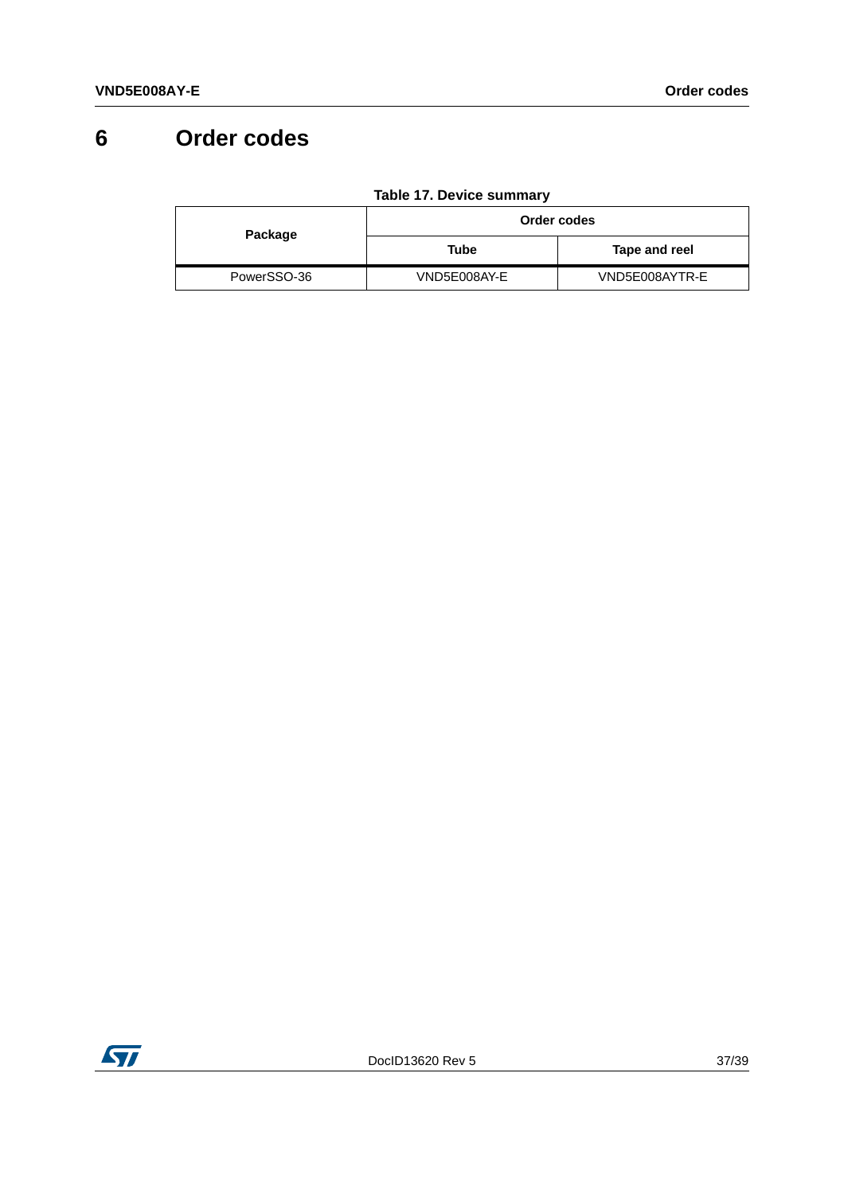# 6 Order codes

Table 17. Device summary

| Package | Order codes | |
|---|---|---|
| | Tube | Tape and reel |
| PowerSSO-36 | VND5E008AY-E | VND5E008AYTR-E |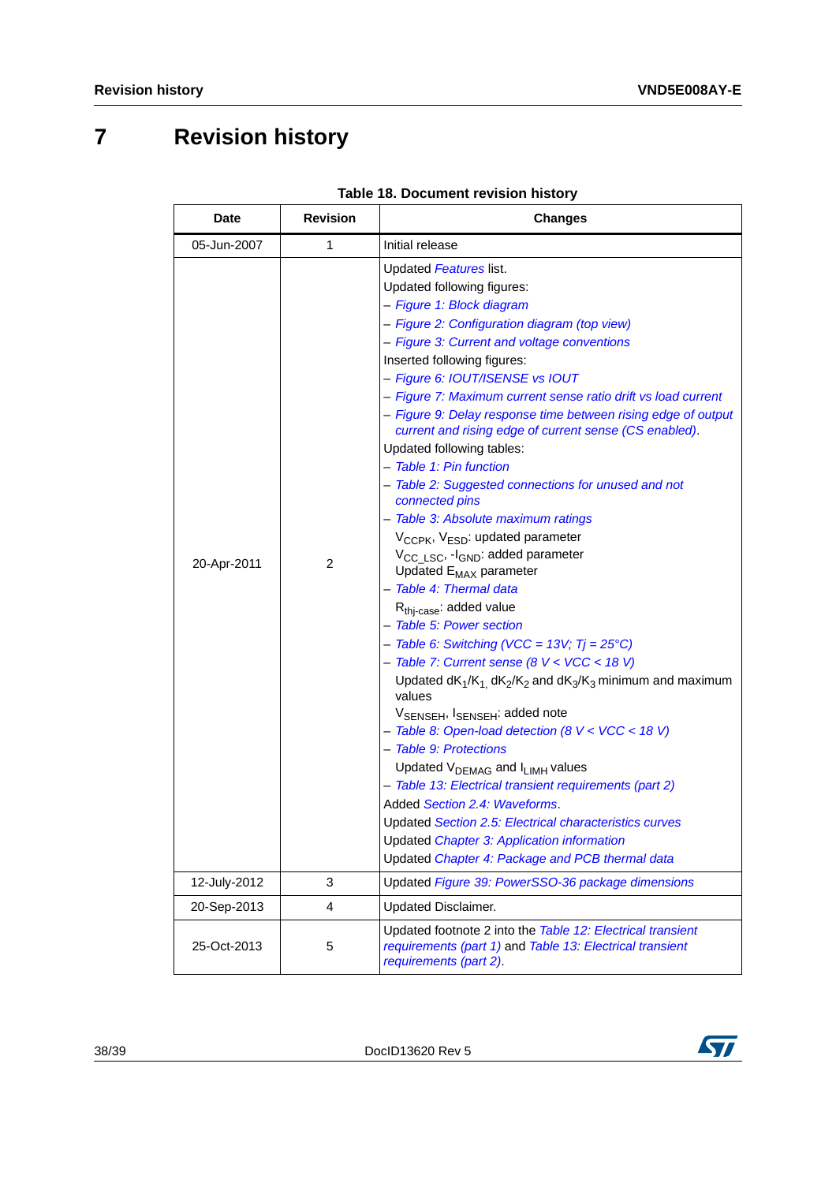# 7 Revision history

**Table 18. Document revision history**

| Date | Revision | Changes |
|---|---|---|
| 05-Jun-2007 | 1 | Initial release |
| 20-Apr-2011 | 2 | Updated *Features* list.<br>Updated following figures:<br>– *Figure 1: Block diagram*<br>– *Figure 2: Configuration diagram (top view)*<br>– *Figure 3: Current and voltage conventions*<br>Inserted following figures:<br>– *Figure 6: IOUT/ISENSE vs IOUT*<br>– *Figure 7: Maximum current sense ratio drift vs load current*<br>– *Figure 9: Delay response time between rising edge of output current and rising edge of current sense (CS enabled)*.<br>Updated following tables:<br>– *Table 1: Pin function*<br>– *Table 2: Suggested connections for unused and not connected pins*<br>– *Table 3: Absolute maximum ratings*<br>$V_{CCPK}$, $V_{ESD}$: updated parameter<br>$V_{CC\_LSC}$, $-I_{GND}$: added parameter<br>Updated $E_{MAX}$ parameter<br>– *Table 4: Thermal data*<br>$R_{thj-case}$: added value<br>– *Table 5: Power section*<br>– *Table 6: Switching (VCC = 13V; Tj = 25°C)*<br>– *Table 7: Current sense (8 V < VCC < 18 V)*<br>Updated $dK_1/K_1$, $dK_2/K_2$ and $dK_3/K_3$ minimum and maximum values<br>$V_{SENSEH}$, $I_{SENSEH}$: added note<br>– *Table 8: Open-load detection (8 V < VCC < 18 V)*<br>– *Table 9: Protections*<br>Updated $V_{DEMAG}$ and $I_{LIMH}$ values<br>– *Table 13: Electrical transient requirements (part 2)*<br>Added *Section 2.4: Waveforms*.<br>Updated *Section 2.5: Electrical characteristics curves*<br>Updated *Chapter 3: Application information*<br>Updated *Chapter 4: Package and PCB thermal data* |
| 12-July-2012 | 3 | Updated *Figure 39: PowerSSO-36 package dimensions* |
| 20-Sep-2013 | 4 | Updated Disclaimer. |
| 25-Oct-2013 | 5 | Updated footnote 2 into the *Table 12: Electrical transient requirements (part 1)* and *Table 13: Electrical transient requirements (part 2)*. |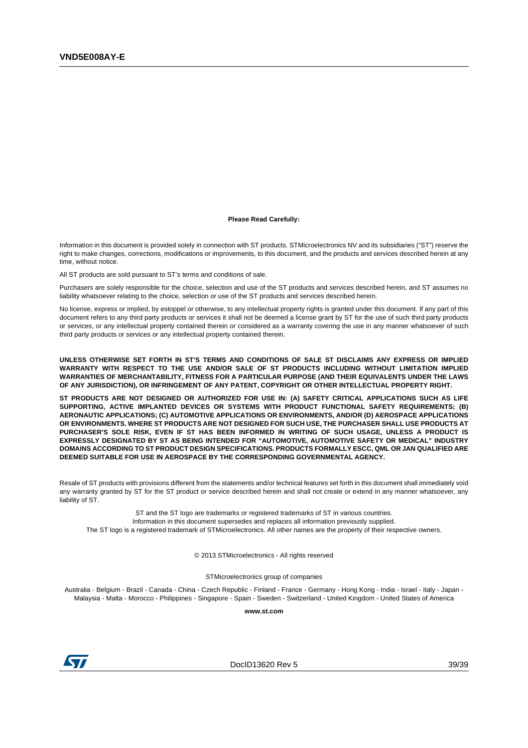**Please Read Carefully:**

Information in this document is provided solely in connection with ST products. STMicroelectronics NV and its subsidiaries ("ST") reserve the right to make changes, corrections, modifications or improvements, to this document, and the products and services described herein at any time, without notice.

All ST products are sold pursuant to ST's terms and conditions of sale.

Purchasers are solely responsible for the choice, selection and use of the ST products and services described herein, and ST assumes no liability whatsoever relating to the choice, selection or use of the ST products and services described herein.

No license, express or implied, by estoppel or otherwise, to any intellectual property rights is granted under this document. If any part of this document refers to any third party products or services it shall not be deemed a license grant by ST for the use of such third party products or services, or any intellectual property contained therein or considered as a warranty covering the use in any manner whatsoever of such third party products or services or any intellectual property contained therein.

**UNLESS OTHERWISE SET FORTH IN ST'S TERMS AND CONDITIONS OF SALE ST DISCLAIMS ANY EXPRESS OR IMPLIED WARRANTY WITH RESPECT TO THE USE AND/OR SALE OF ST PRODUCTS INCLUDING WITHOUT LIMITATION IMPLIED WARRANTIES OF MERCHANTABILITY, FITNESS FOR A PARTICULAR PURPOSE (AND THEIR EQUIVALENTS UNDER THE LAWS OF ANY JURISDICTION), OR INFRINGEMENT OF ANY PATENT, COPYRIGHT OR OTHER INTELLECTUAL PROPERTY RIGHT.**

**ST PRODUCTS ARE NOT DESIGNED OR AUTHORIZED FOR USE IN: (A) SAFETY CRITICAL APPLICATIONS SUCH AS LIFE SUPPORTING, ACTIVE IMPLANTED DEVICES OR SYSTEMS WITH PRODUCT FUNCTIONAL SAFETY REQUIREMENTS; (B) AERONAUTIC APPLICATIONS; (C) AUTOMOTIVE APPLICATIONS OR ENVIRONMENTS, AND/OR (D) AEROSPACE APPLICATIONS OR ENVIRONMENTS. WHERE ST PRODUCTS ARE NOT DESIGNED FOR SUCH USE, THE PURCHASER SHALL USE PRODUCTS AT PURCHASER'S SOLE RISK, EVEN IF ST HAS BEEN INFORMED IN WRITING OF SUCH USAGE, UNLESS A PRODUCT IS EXPRESSLY DESIGNATED BY ST AS BEING INTENDED FOR "AUTOMOTIVE, AUTOMOTIVE SAFETY OR MEDICAL" INDUSTRY DOMAINS ACCORDING TO ST PRODUCT DESIGN SPECIFICATIONS. PRODUCTS FORMALLY ESCC, QML OR JAN QUALIFIED ARE DEEMED SUITABLE FOR USE IN AEROSPACE BY THE CORRESPONDING GOVERNMENTAL AGENCY.**

Resale of ST products with provisions different from the statements and/or technical features set forth in this document shall immediately void any warranty granted by ST for the ST product or service described herein and shall not create or extend in any manner whatsoever, any liability of ST.

ST and the ST logo are trademarks or registered trademarks of ST in various countries.
Information in this document supersedes and replaces all information previously supplied.
The ST logo is a registered trademark of STMicroelectronics. All other names are the property of their respective owners.

© 2013 STMicroelectronics - All rights reserved

STMicroelectronics group of companies

Australia - Belgium - Brazil - Canada - China - Czech Republic - Finland - France - Germany - Hong Kong - India - Israel - Italy - Japan - Malaysia - Malta - Morocco - Philippines - Singapore - Spain - Sweden - Switzerland - United Kingdom - United States of America

**www.st.com**